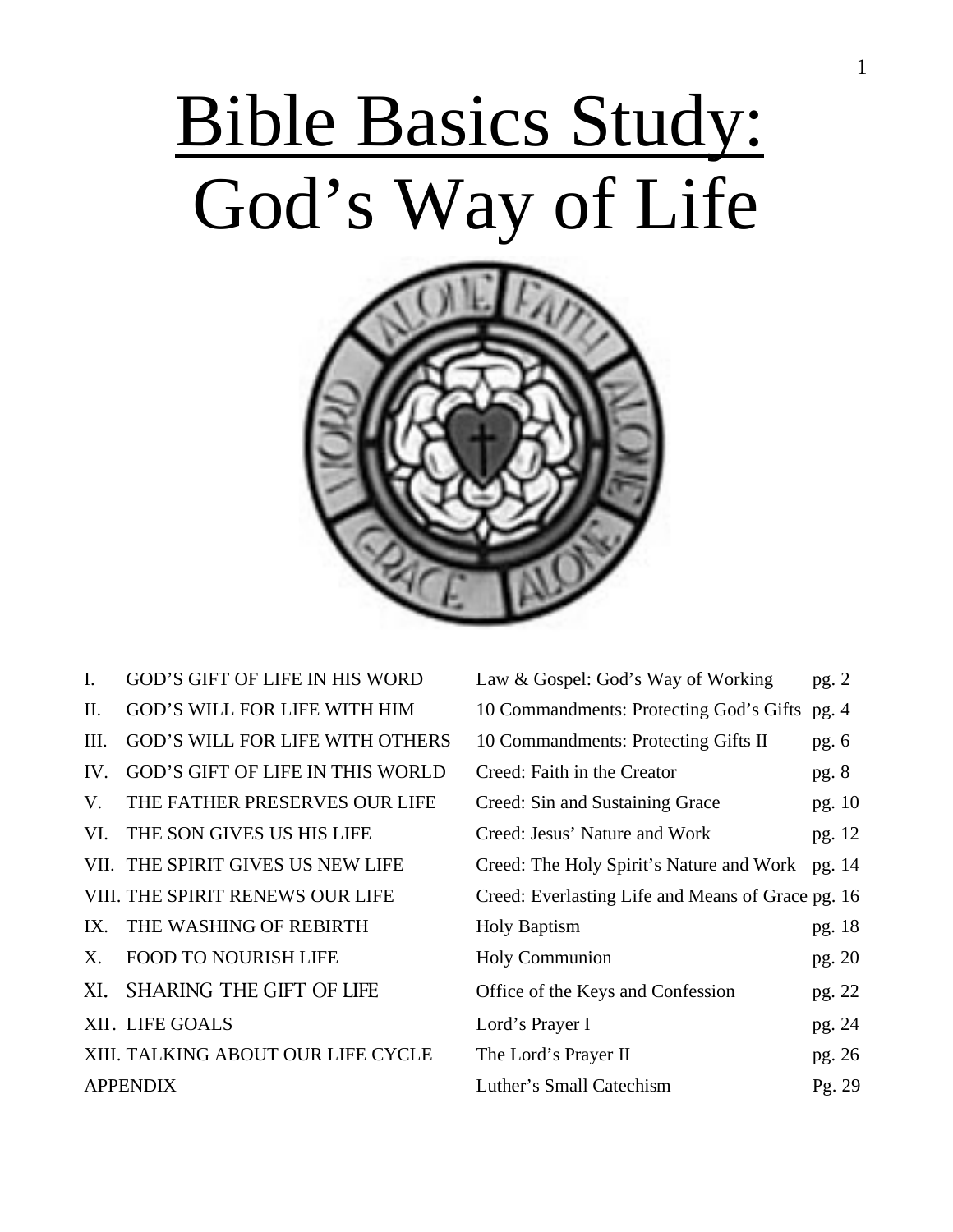# Bible Basics Study: God's Way of Life

| | | | |
|---|---|---|---|
| I. | GOD'S GIFT OF LIFE IN HIS WORD | Law & Gospel: God's Way of Working | pg. 2 |
| II. | GOD'S WILL FOR LIFE WITH HIM | 10 Commandments: Protecting God's Gifts | pg. 4 |
| III. | GOD'S WILL FOR LIFE WITH OTHERS | 10 Commandments: Protecting Gifts II | pg. 6 |
| IV. | GOD'S GIFT OF LIFE IN THIS WORLD | Creed: Faith in the Creator | pg. 8 |
| V. | THE FATHER PRESERVES OUR LIFE | Creed: Sin and Sustaining Grace | pg. 10 |
| VI. | THE SON GIVES US HIS LIFE | Creed: Jesus' Nature and Work | pg. 12 |
| VII. | THE SPIRIT GIVES US NEW LIFE | Creed: The Holy Spirit's Nature and Work | pg. 14 |
| VIII. | THE SPIRIT RENEWS OUR LIFE | Creed: Everlasting Life and Means of Grace | pg. 16 |
| IX. | THE WASHING OF REBIRTH | Holy Baptism | pg. 18 |
| X. | FOOD TO NOURISH LIFE | Holy Communion | pg. 20 |
| XI. | SHARING THE GIFT OF LIFE | Office of the Keys and Confession | pg. 22 |
| XII. | LIFE GOALS | Lord's Prayer I | pg. 24 |
| XIII. | TALKING ABOUT OUR LIFE CYCLE | The Lord's Prayer II | pg. 26 |
| APPENDIX | | Luther's Small Catechism | Pg. 29 |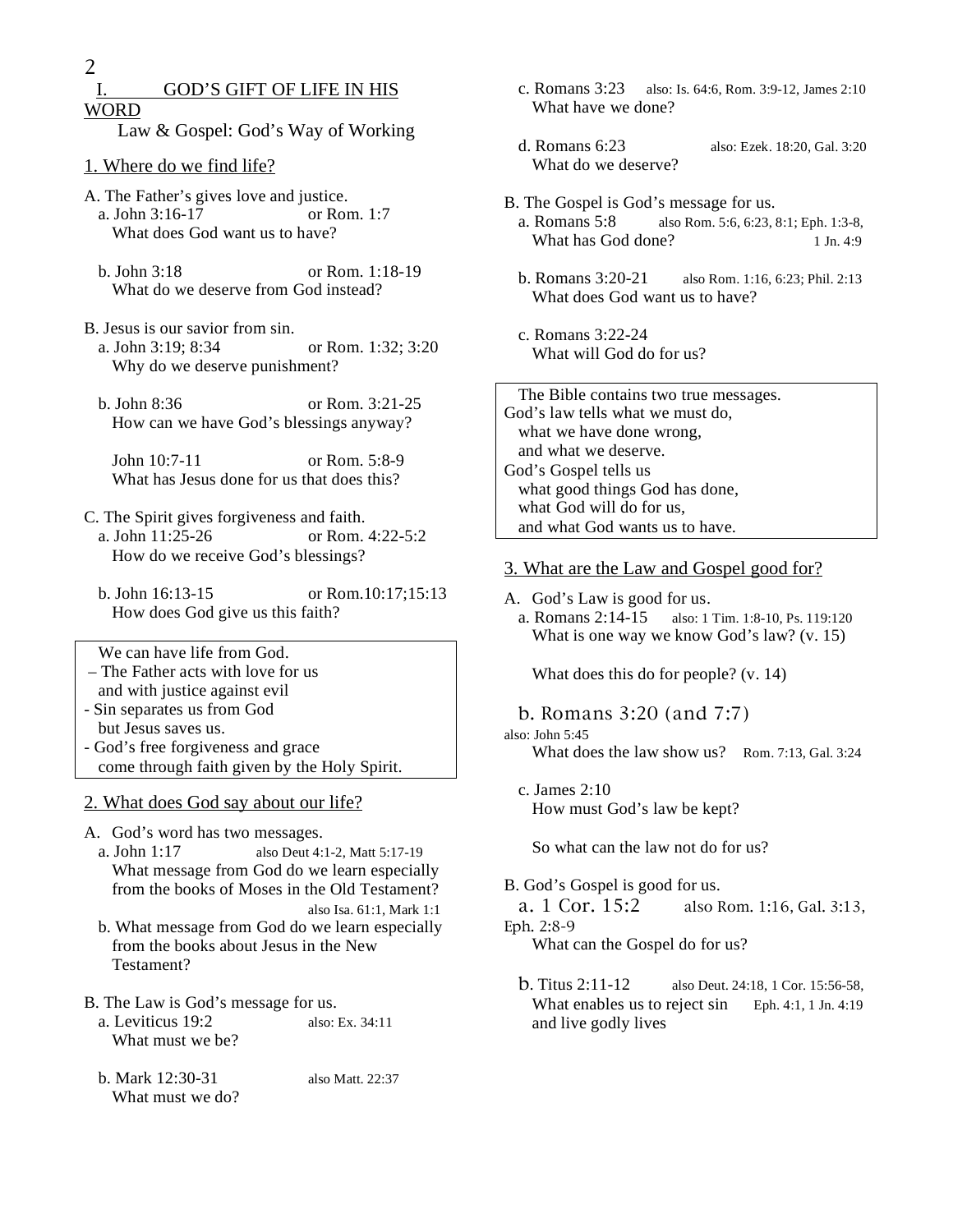# I. GOD'S GIFT OF LIFE IN HIS WORD

Law & Gospel: God's Way of Working

## 1. Where do we find life?

A. The Father's gives love and justice.

a. John 3:16-17 or Rom. 1:7
What does God want us to have?

b. John 3:18 or Rom. 1:18-19
What do we deserve from God instead?

B. Jesus is our savior from sin.

a. John 3:19; 8:34 or Rom. 1:32; 3:20
Why do we deserve punishment?

b. John 8:36 or Rom. 3:21-25
How can we have God's blessings anyway?

John 10:7-11 or Rom. 5:8-9
What has Jesus done for us that does this?

C. The Spirit gives forgiveness and faith.

a. John 11:25-26 or Rom. 4:22-5:2
How do we receive God's blessings?

b. John 16:13-15 or Rom.10:17;15:13
How does God give us this faith?

> We can have life from God.
> – The Father acts with love for us
> and with justice against evil
> - Sin separates us from God
> but Jesus saves us.
> - God's free forgiveness and grace
> come through faith given by the Holy Spirit.

## 2. What does God say about our life?

A. God's word has two messages.

a. John 1:17 also Deut 4:1-2, Matt 5:17-19
What message from God do we learn especially from the books of Moses in the Old Testament?
also Isa. 61:1, Mark 1:1

b. What message from God do we learn especially from the books about Jesus in the New Testament?

B. The Law is God's message for us.

a. Leviticus 19:2 also: Ex. 34:11
What must we be?

b. Mark 12:30-31 also Matt. 22:37
What must we do?

c. Romans 3:23 also: Is. 64:6, Rom. 3:9-12, James 2:10
What have we done?

d. Romans 6:23 also: Ezek. 18:20, Gal. 3:20
What do we deserve?

B. The Gospel is God's message for us.

a. Romans 5:8 also Rom. 5:6, 6:23, 8:1; Eph. 1:3-8, 1 Jn. 4:9
What has God done?

b. Romans 3:20-21 also Rom. 1:16, 6:23; Phil. 2:13
What does God want us to have?

c. Romans 3:22-24
What will God do for us?

> The Bible contains two true messages.
> God's law tells what we must do,
> what we have done wrong,
> and what we deserve.
> God's Gospel tells us
> what good things God has done,
> what God will do for us,
> and what God wants us to have.

## 3. What are the Law and Gospel good for?

A. God's Law is good for us.

a. Romans 2:14-15 also: 1 Tim. 1:8-10, Ps. 119:120
What is one way we know God's law? (v. 15)

What does this do for people? (v. 14)

b. Romans 3:20 (and 7:7) also: John 5:45
What does the law show us? Rom. 7:13, Gal. 3:24

c. James 2:10
How must God's law be kept?

So what can the law not do for us?

B. God's Gospel is good for us.

a. 1 Cor. 15:2 also Rom. 1:16, Gal. 3:13, Eph. 2:8-9
What can the Gospel do for us?

b. Titus 2:11-12 also Deut. 24:18, 1 Cor. 15:56-58, Eph. 4:1, 1 Jn. 4:19
What enables us to reject sin and live godly lives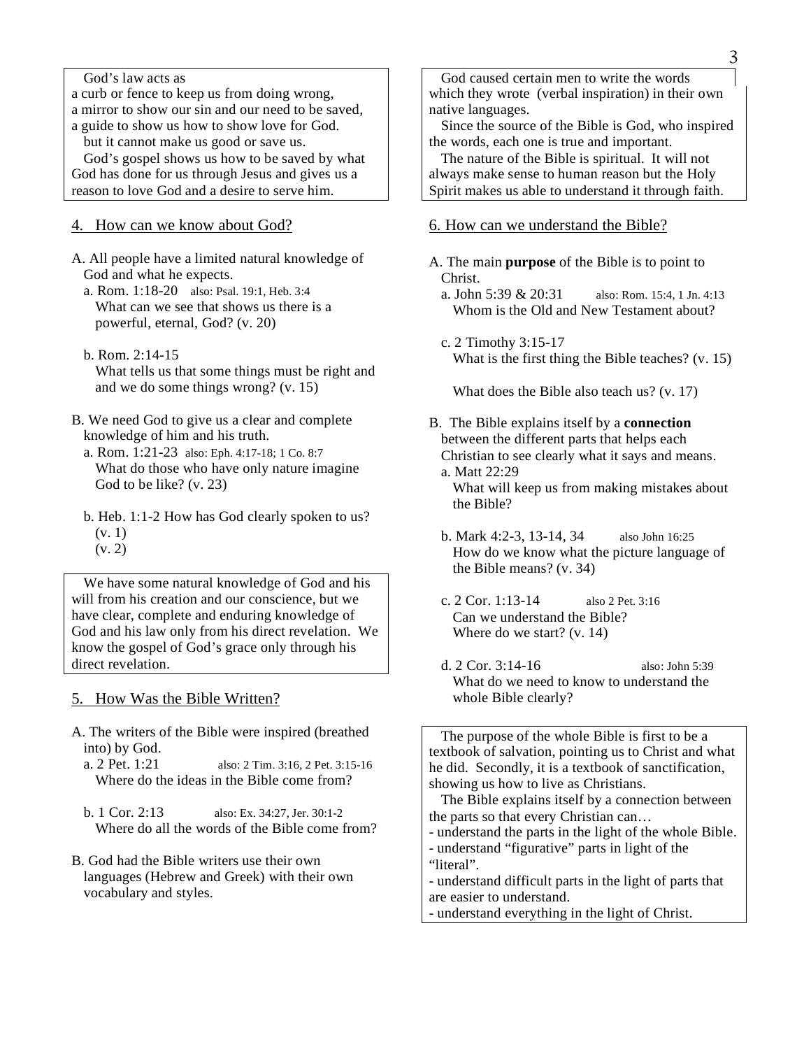God's law acts as
a curb or fence to keep us from doing wrong,
a mirror to show our sin and our need to be saved,
a guide to show us how to show love for God.
but it cannot make us good or save us.
God's gospel shows us how to be saved by what God has done for us through Jesus and gives us a reason to love God and a desire to serve him.

## 4. How can we know about God?

A. All people have a limited natural knowledge of God and what he expects.

a. Rom. 1:18-20 also: Psal. 19:1, Heb. 3:4
What can we see that shows us there is a powerful, eternal, God? (v. 20)

b. Rom. 2:14-15
What tells us that some things must be right and and we do some things wrong? (v. 15)

B. We need God to give us a clear and complete knowledge of him and his truth.

a. Rom. 1:21-23 also: Eph. 4:17-18; 1 Co. 8:7
What do those who have only nature imagine God to be like? (v. 23)

b. Heb. 1:1-2 How has God clearly spoken to us?
(v. 1)
(v. 2)

We have some natural knowledge of God and his will from his creation and our conscience, but we have clear, complete and enduring knowledge of God and his law only from his direct revelation. We know the gospel of God's grace only through his direct revelation.

## 5. How Was the Bible Written?

A. The writers of the Bible were inspired (breathed into) by God.

a. 2 Pet. 1:21 also: 2 Tim. 3:16, 2 Pet. 3:15-16
Where do the ideas in the Bible come from?

b. 1 Cor. 2:13 also: Ex. 34:27, Jer. 30:1-2
Where do all the words of the Bible come from?

B. God had the Bible writers use their own languages (Hebrew and Greek) with their own vocabulary and styles.

God caused certain men to write the words which they wrote (verbal inspiration) in their own native languages.
Since the source of the Bible is God, who inspired the words, each one is true and important.
The nature of the Bible is spiritual. It will not always make sense to human reason but the Holy Spirit makes us able to understand it through faith.

## 6. How can we understand the Bible?

A. The main **purpose** of the Bible is to point to Christ.

a. John 5:39 & 20:31 also: Rom. 15:4, 1 Jn. 4:13
Whom is the Old and New Testament about?

c. 2 Timothy 3:15-17
What is the first thing the Bible teaches? (v. 15)

What does the Bible also teach us? (v. 17)

B. The Bible explains itself by a **connection** between the different parts that helps each Christian to see clearly what it says and means.

a. Matt 22:29
What will keep us from making mistakes about the Bible?

b. Mark 4:2-3, 13-14, 34 also John 16:25
How do we know what the picture language of the Bible means? (v. 34)

c. 2 Cor. 1:13-14 also 2 Pet. 3:16
Can we understand the Bible?
Where do we start? (v. 14)

d. 2 Cor. 3:14-16 also: John 5:39
What do we need to know to understand the whole Bible clearly?

The purpose of the whole Bible is first to be a textbook of salvation, pointing us to Christ and what he did. Secondly, it is a textbook of sanctification, showing us how to live as Christians.
The Bible explains itself by a connection between the parts so that every Christian can…
- understand the parts in the light of the whole Bible.
- understand "figurative" parts in light of the "literal".
- understand difficult parts in the light of parts that are easier to understand.
- understand everything in the light of Christ.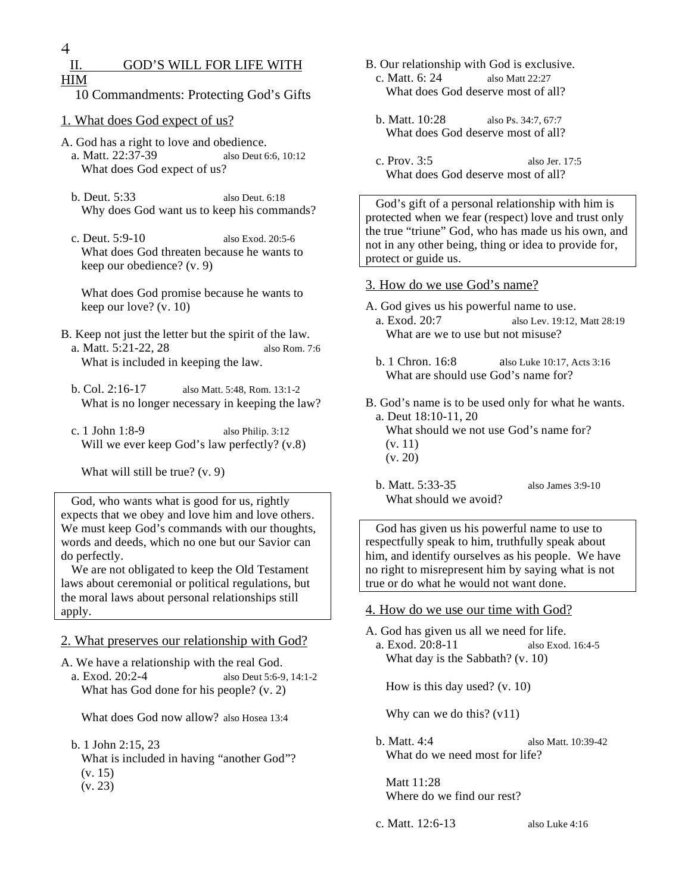## II. GOD'S WILL FOR LIFE WITH HIM

10 Commandments: Protecting God's Gifts

### 1. What does God expect of us?

A. God has a right to love and obedience.

a. Matt. 22:37-39 also Deut 6:6, 10:12
What does God expect of us?

b. Deut. 5:33 also Deut. 6:18
Why does God want us to keep his commands?

c. Deut. 5:9-10 also Exod. 20:5-6
What does God threaten because he wants to keep our obedience? (v. 9)

What does God promise because he wants to keep our love? (v. 10)

B. Keep not just the letter but the spirit of the law.

a. Matt. 5:21-22, 28 also Rom. 7:6
What is included in keeping the law.

b. Col. 2:16-17 also Matt. 5:48, Rom. 13:1-2
What is no longer necessary in keeping the law?

c. 1 John 1:8-9 also Philip. 3:12
Will we ever keep God's law perfectly? (v.8)

What will still be true? (v. 9)

> God, who wants what is good for us, rightly expects that we obey and love him and love others. We must keep God's commands with our thoughts, words and deeds, which no one but our Savior can do perfectly.
> We are not obligated to keep the Old Testament laws about ceremonial or political regulations, but the moral laws about personal relationships still apply.

### 2. What preserves our relationship with God?

A. We have a relationship with the real God.

a. Exod. 20:2-4 also Deut 5:6-9, 14:1-2
What has God done for his people? (v. 2)

What does God now allow? also Hosea 13:4

b. 1 John 2:15, 23
What is included in having "another God"?
(v. 15)
(v. 23)

B. Our relationship with God is exclusive.

c. Matt. 6: 24 also Matt 22:27
What does God deserve most of all?

b. Matt. 10:28 also Ps. 34:7, 67:7
What does God deserve most of all?

c. Prov. 3:5 also Jer. 17:5
What does God deserve most of all?

> God's gift of a personal relationship with him is protected when we fear (respect) love and trust only the true "triune" God, who has made us his own, and not in any other being, thing or idea to provide for, protect or guide us.

### 3. How do we use God's name?

A. God gives us his powerful name to use.

a. Exod. 20:7 also Lev. 19:12, Matt 28:19
What are we to use but not misuse?

b. 1 Chron. 16:8 also Luke 10:17, Acts 3:16
What are should use God's name for?

B. God's name is to be used only for what he wants.

a. Deut 18:10-11, 20
What should we not use God's name for?
(v. 11)
(v. 20)

b. Matt. 5:33-35 also James 3:9-10
What should we avoid?

> God has given us his powerful name to use to respectfully speak to him, truthfully speak about him, and identify ourselves as his people. We have no right to misrepresent him by saying what is not true or do what he would not want done.

### 4. How do we use our time with God?

A. God has given us all we need for life.

a. Exod. 20:8-11 also Exod. 16:4-5
What day is the Sabbath? (v. 10)

How is this day used? (v. 10)

Why can we do this? (v11)

b. Matt. 4:4 also Matt. 10:39-42
What do we need most for life?

Matt 11:28
Where do we find our rest?

c. Matt. 12:6-13 also Luke 4:16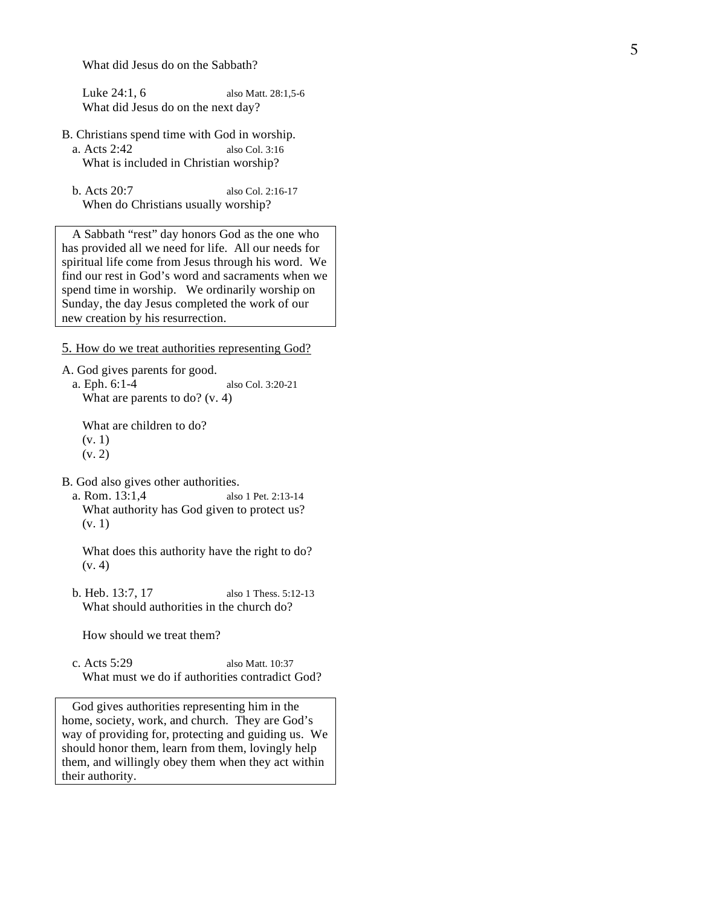What did Jesus do on the Sabbath?

Luke 24:1, 6 — also Matt. 28:1,5-6
What did Jesus do on the next day?

B. Christians spend time with God in worship.

a. Acts 2:42 — also Col. 3:16
What is included in Christian worship?

b. Acts 20:7 — also Col. 2:16-17
When do Christians usually worship?

> A Sabbath "rest" day honors God as the one who has provided all we need for life. All our needs for spiritual life come from Jesus through his word. We find our rest in God's word and sacraments when we spend time in worship. We ordinarily worship on Sunday, the day Jesus completed the work of our new creation by his resurrection.

<u>5. How do we treat authorities representing God?</u>

A. God gives parents for good.

a. Eph. 6:1-4 — also Col. 3:20-21
What are parents to do? (v. 4)

What are children to do?
(v. 1)
(v. 2)

B. God also gives other authorities.

a. Rom. 13:1,4 — also 1 Pet. 2:13-14
What authority has God given to protect us?
(v. 1)

What does this authority have the right to do?
(v. 4)

b. Heb. 13:7, 17 — also 1 Thess. 5:12-13
What should authorities in the church do?

How should we treat them?

c. Acts 5:29 — also Matt. 10:37
What must we do if authorities contradict God?

> God gives authorities representing him in the home, society, work, and church. They are God's way of providing for, protecting and guiding us. We should honor them, learn from them, lovingly help them, and willingly obey them when they act within their authority.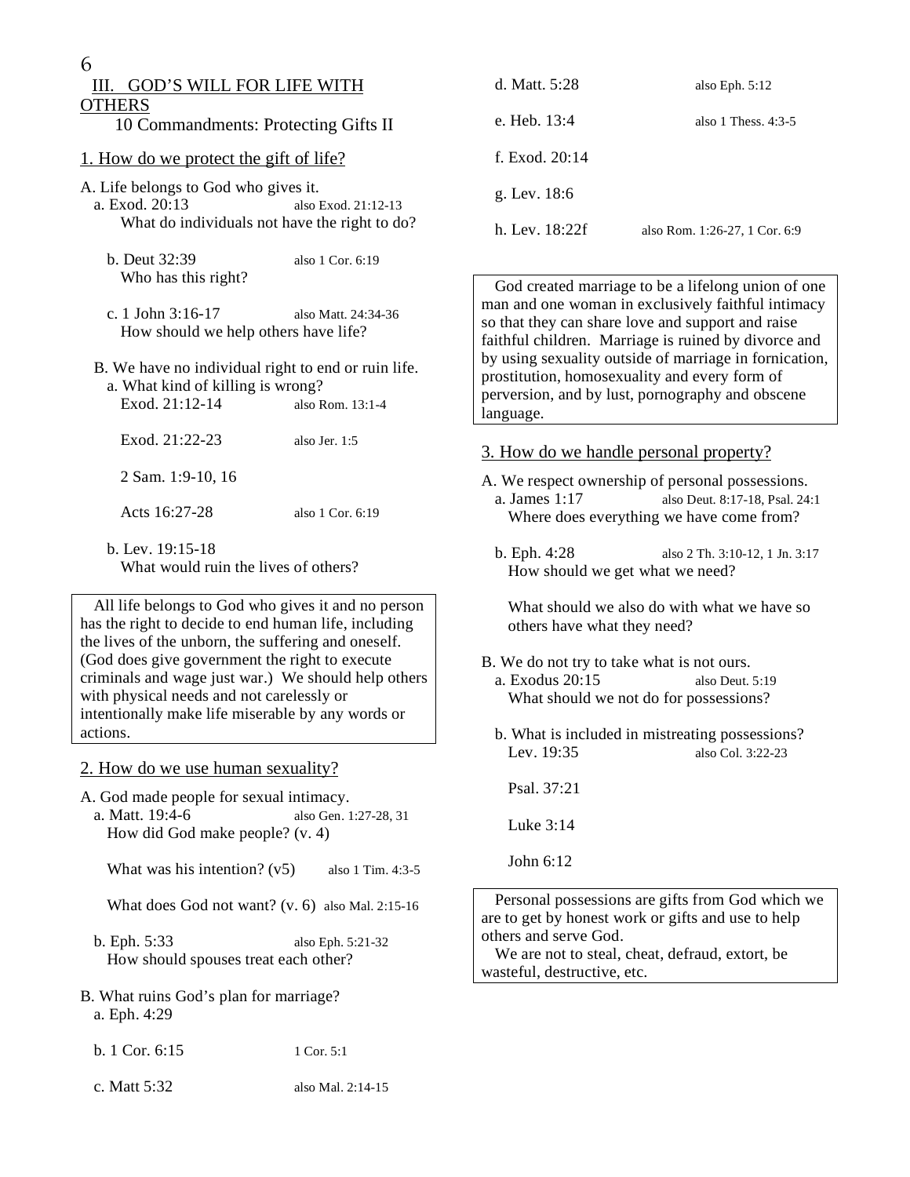## III. GOD'S WILL FOR LIFE WITH OTHERS

### 10 Commandments: Protecting Gifts II

### 1. How do we protect the gift of life?

A. Life belongs to God who gives it.

- a. Exod. 20:13 — also Exod. 21:12-13
  What do individuals not have the right to do?

- b. Deut 32:39 — also 1 Cor. 6:19
  Who has this right?

- c. 1 John 3:16-17 — also Matt. 24:34-36
  How should we help others have life?

B. We have no individual right to end or ruin life.

- a. What kind of killing is wrong?
  - Exod. 21:12-14 — also Rom. 13:1-4
  - Exod. 21:22-23 — also Jer. 1:5
  - 2 Sam. 1:9-10, 16
  - Acts 16:27-28 — also 1 Cor. 6:19

- b. Lev. 19:15-18
  What would ruin the lives of others?

> All life belongs to God who gives it and no person has the right to decide to end human life, including the lives of the unborn, the suffering and oneself. (God does give government the right to execute criminals and wage just war.) We should help others with physical needs and not carelessly or intentionally make life miserable by any words or actions.

### 2. How do we use human sexuality?

A. God made people for sexual intimacy.

- a. Matt. 19:4-6 — also Gen. 1:27-28, 31
  How did God make people? (v. 4)

  What was his intention? (v5) — also 1 Tim. 4:3-5

  What does God not want? (v. 6) — also Mal. 2:15-16

- b. Eph. 5:33 — also Eph. 5:21-32
  How should spouses treat each other?

B. What ruins God's plan for marriage?

- a. Eph. 4:29
- b. 1 Cor. 6:15 — 1 Cor. 5:1
- c. Matt 5:32 — also Mal. 2:14-15
- d. Matt. 5:28 — also Eph. 5:12
- e. Heb. 13:4 — also 1 Thess. 4:3-5
- f. Exod. 20:14
- g. Lev. 18:6
- h. Lev. 18:22f — also Rom. 1:26-27, 1 Cor. 6:9

> God created marriage to be a lifelong union of one man and one woman in exclusively faithful intimacy so that they can share love and support and raise faithful children. Marriage is ruined by divorce and by using sexuality outside of marriage in fornication, prostitution, homosexuality and every form of perversion, and by lust, pornography and obscene language.

### 3. How do we handle personal property?

A. We respect ownership of personal possessions.

- a. James 1:17 — also Deut. 8:17-18, Psal. 24:1
  Where does everything we have come from?

- b. Eph. 4:28 — also 2 Th. 3:10-12, 1 Jn. 3:17
  How should we get what we need?

  What should we also do with what we have so others have what they need?

B. We do not try to take what is not ours.

- a. Exodus 20:15 — also Deut. 5:19
  What should we not do for possessions?

- b. What is included in mistreating possessions?
  - Lev. 19:35 — also Col. 3:22-23
  - Psal. 37:21
  - Luke 3:14
  - John 6:12

> Personal possessions are gifts from God which we are to get by honest work or gifts and use to help others and serve God.
> We are not to steal, cheat, defraud, extort, be wasteful, destructive, etc.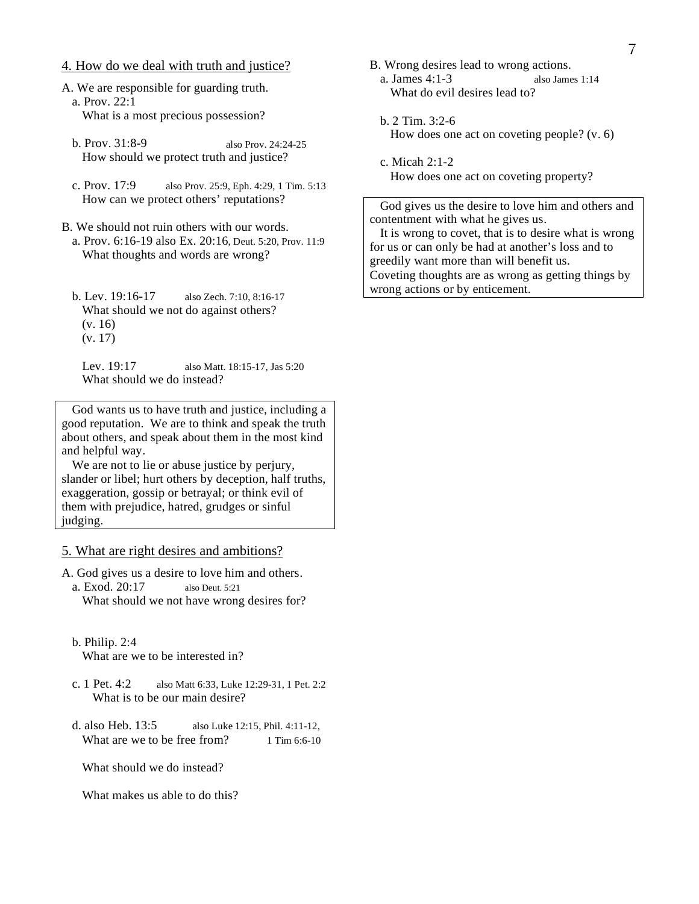## 4. How do we deal with truth and justice?

A. We are responsible for guarding truth.

a. Prov. 22:1
What is a most precious possession?

b. Prov. 31:8-9 also Prov. 24:24-25
How should we protect truth and justice?

c. Prov. 17:9 also Prov. 25:9, Eph. 4:29, 1 Tim. 5:13
How can we protect others' reputations?

B. We should not ruin others with our words.

a. Prov. 6:16-19 also Ex. 20:16, Deut. 5:20, Prov. 11:9
What thoughts and words are wrong?

b. Lev. 19:16-17 also Zech. 7:10, 8:16-17
What should we not do against others?
(v. 16)
(v. 17)

Lev. 19:17 also Matt. 18:15-17, Jas 5:20
What should we do instead?

> God wants us to have truth and justice, including a good reputation. We are to think and speak the truth about others, and speak about them in the most kind and helpful way.
> We are not to lie or abuse justice by perjury, slander or libel; hurt others by deception, half truths, exaggeration, gossip or betrayal; or think evil of them with prejudice, hatred, grudges or sinful judging.

## 5. What are right desires and ambitions?

A. God gives us a desire to love him and others.

a. Exod. 20:17 also Deut. 5:21
What should we not have wrong desires for?

b. Philip. 2:4
What are we to be interested in?

c. 1 Pet. 4:2 also Matt 6:33, Luke 12:29-31, 1 Pet. 2:2
What is to be our main desire?

d. also Heb. 13:5 also Luke 12:15, Phil. 4:11-12, 1 Tim 6:6-10
What are we to be free from?

What should we do instead?

What makes us able to do this?

B. Wrong desires lead to wrong actions.

a. James 4:1-3 also James 1:14
What do evil desires lead to?

b. 2 Tim. 3:2-6
How does one act on coveting people? (v. 6)

c. Micah 2:1-2
How does one act on coveting property?

> God gives us the desire to love him and others and contentment with what he gives us.
> It is wrong to covet, that is to desire what is wrong for us or can only be had at another's loss and to greedily want more than will benefit us.
> Coveting thoughts are as wrong as getting things by wrong actions or by enticement.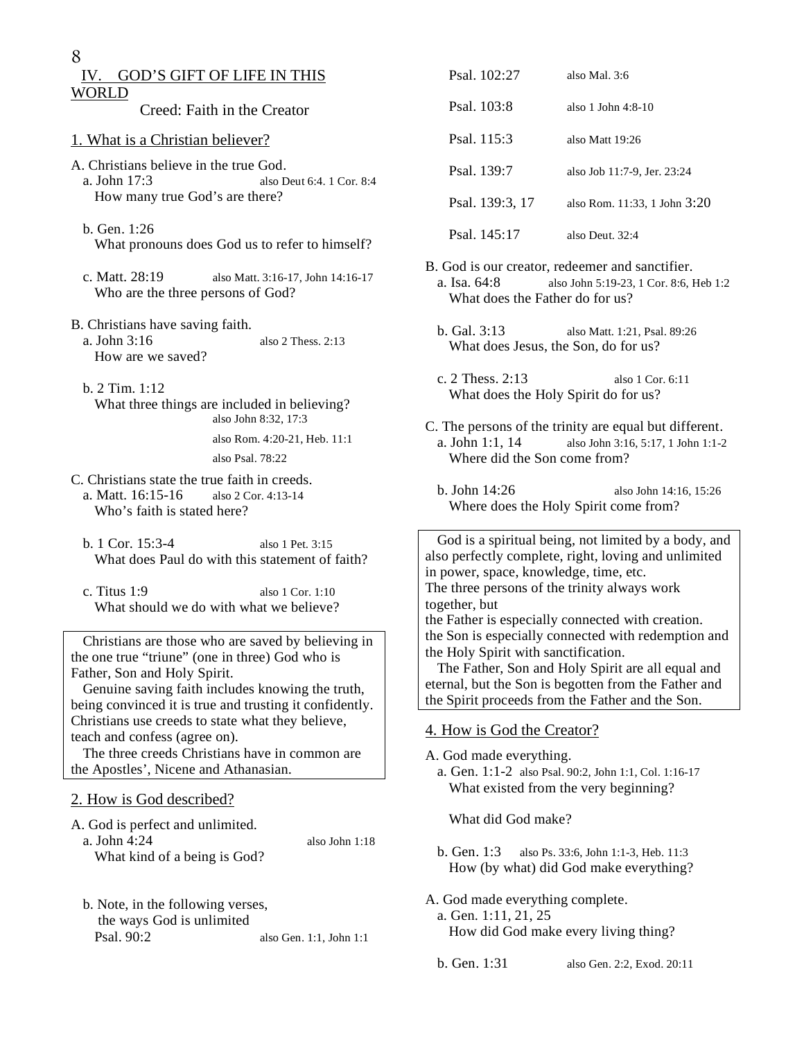## IV. GOD'S GIFT OF LIFE IN THIS WORLD

Creed: Faith in the Creator

### 1. What is a Christian believer?

A. Christians believe in the true God.
  a. John 17:3 — also Deut 6:4. 1 Cor. 8:4
    How many true God's are there?

  b. Gen. 1:26
    What pronouns does God us to refer to himself?

  c. Matt. 28:19 — also Matt. 3:16-17, John 14:16-17
    Who are the three persons of God?

B. Christians have saving faith.
  a. John 3:16 — also 2 Thess. 2:13
    How are we saved?

  b. 2 Tim. 1:12
    What three things are included in believing?
    also John 8:32, 17:3
    also Rom. 4:20-21, Heb. 11:1
    also Psal. 78:22

C. Christians state the true faith in creeds.
  a. Matt. 16:15-16 — also 2 Cor. 4:13-14
    Who's faith is stated here?

  b. 1 Cor. 15:3-4 — also 1 Pet. 3:15
    What does Paul do with this statement of faith?

  c. Titus 1:9 — also 1 Cor. 1:10
    What should we do with what we believe?

> Christians are those who are saved by believing in the one true "triune" (one in three) God who is Father, Son and Holy Spirit.
> Genuine saving faith includes knowing the truth, being convinced it is true and trusting it confidently. Christians use creeds to state what they believe, teach and confess (agree on).
> The three creeds Christians have in common are the Apostles', Nicene and Athanasian.

### 2. How is God described?

A. God is perfect and unlimited.
  a. John 4:24 — also John 1:18
    What kind of a being is God?

  b. Note, in the following verses, the ways God is unlimited
    Psal. 90:2 — also Gen. 1:1, John 1:1
    Psal. 102:27 — also Mal. 3:6
    Psal. 103:8 — also 1 John 4:8-10
    Psal. 115:3 — also Matt 19:26
    Psal. 139:7 — also Job 11:7-9, Jer. 23:24
    Psal. 139:3, 17 — also Rom. 11:33, 1 John 3:20
    Psal. 145:17 — also Deut. 32:4

B. God is our creator, redeemer and sanctifier.
  a. Isa. 64:8 — also John 5:19-23, 1 Cor. 8:6, Heb 1:2
    What does the Father do for us?

  b. Gal. 3:13 — also Matt. 1:21, Psal. 89:26
    What does Jesus, the Son, do for us?

  c. 2 Thess. 2:13 — also 1 Cor. 6:11
    What does the Holy Spirit do for us?

C. The persons of the trinity are equal but different.
  a. John 1:1, 14 — also John 3:16, 5:17, 1 John 1:1-2
    Where did the Son come from?

  b. John 14:26 — also John 14:16, 15:26
    Where does the Holy Spirit come from?

> God is a spiritual being, not limited by a body, and also perfectly complete, right, loving and unlimited in power, space, knowledge, time, etc.
> The three persons of the trinity always work together, but
> the Father is especially connected with creation.
> the Son is especially connected with redemption and the Holy Spirit with sanctification.
> The Father, Son and Holy Spirit are all equal and eternal, but the Son is begotten from the Father and the Spirit proceeds from the Father and the Son.

### 4. How is God the Creator?

A. God made everything.
  a. Gen. 1:1-2 — also Psal 90:2, John 1:1, Col. 1:16-17
    What existed from the very beginning?

    What did God make?

  b. Gen. 1:3 — also Ps. 33:6, John 1:1-3, Heb. 11:3
    How (by what) did God make everything?

A. God made everything complete.
  a. Gen. 1:11, 21, 25
    How did God make every living thing?

  b. Gen. 1:31 — also Gen. 2:2, Exod. 20:11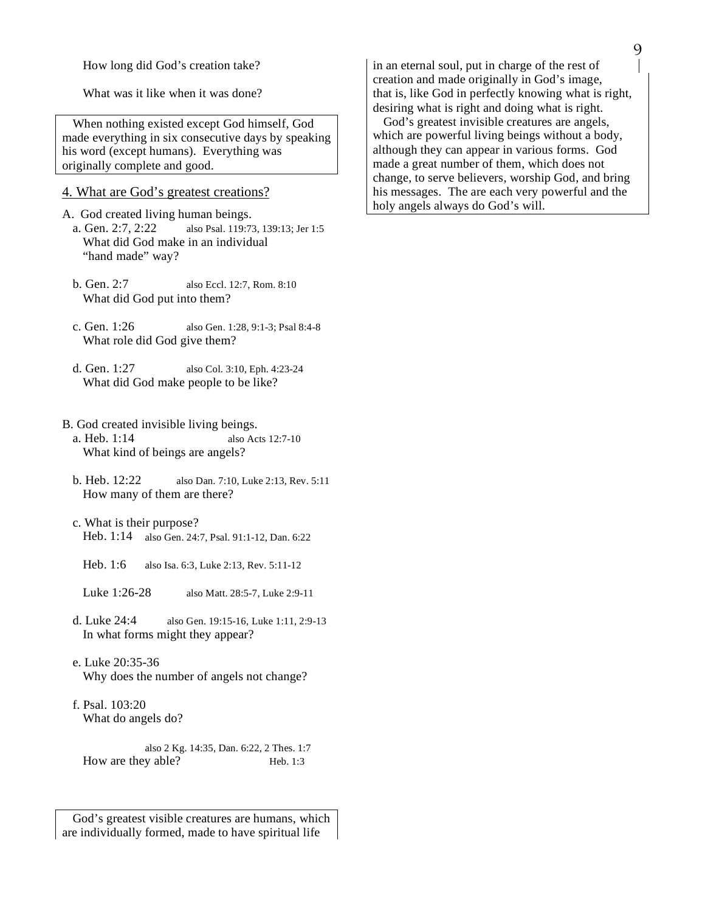How long did God's creation take?

What was it like when it was done?

> When nothing existed except God himself, God made everything in six consecutive days by speaking his word (except humans). Everything was originally complete and good.

## 4. What are God's greatest creations?

A. God created living human beings.

a. Gen. 2:7, 2:22 — also Psal. 119:73, 139:13; Jer 1:5
What did God make in an individual "hand made" way?

b. Gen. 2:7 — also Eccl. 12:7, Rom. 8:10
What did God put into them?

c. Gen. 1:26 — also Gen. 1:28, 9:1-3; Psal 8:4-8
What role did God give them?

d. Gen. 1:27 — also Col. 3:10, Eph. 4:23-24
What did God make people to be like?

B. God created invisible living beings.

a. Heb. 1:14 — also Acts 12:7-10
What kind of beings are angels?

b. Heb. 12:22 — also Dan. 7:10, Luke 2:13, Rev. 5:11
How many of them are there?

c. What is their purpose?
Heb. 1:14 — also Gen. 24:7, Psal. 91:1-12, Dan. 6:22

Heb. 1:6 — also Isa. 6:3, Luke 2:13, Rev. 5:11-12

Luke 1:26-28 — also Matt. 28:5-7, Luke 2:9-11

d. Luke 24:4 — also Gen. 19:15-16, Luke 1:11, 2:9-13
In what forms might they appear?

e. Luke 20:35-36
Why does the number of angels not change?

f. Psal. 103:20
What do angels do?

also 2 Kg. 14:35, Dan. 6:22, 2 Thes. 1:7
How are they able? — Heb. 1:3

> God's greatest visible creatures are humans, which are individually formed, made to have spiritual life in an eternal soul, put in charge of the rest of creation and made originally in God's image, that is, like God in perfectly knowing what is right, desiring what is right and doing what is right.
>
> God's greatest invisible creatures are angels, which are powerful living beings without a body, although they can appear in various forms. God made a great number of them, which does not change, to serve believers, worship God, and bring his messages. The are each very powerful and the holy angels always do God's will.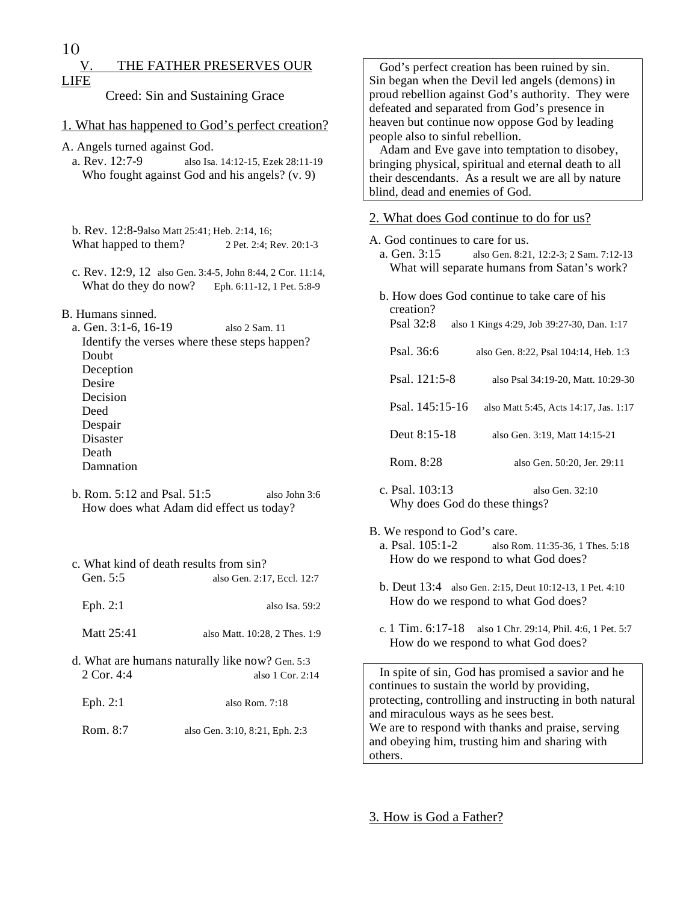## V. THE FATHER PRESERVES OUR LIFE

Creed: Sin and Sustaining Grace

### 1. What has happened to God's perfect creation?

A. Angels turned against God.

a. Rev. 12:7-9 also Isa. 14:12-15, Ezek 28:11-19
Who fought against God and his angels? (v. 9)

b. Rev. 12:8-9 also Matt 25:41; Heb. 2:14, 16; 2 Pet. 2:4; Rev. 20:1-3
What happed to them?

c. Rev. 12:9, 12 also Gen. 3:4-5, John 8:44, 2 Cor. 11:14, Eph. 6:11-12, 1 Pet. 5:8-9
What do they do now?

B. Humans sinned.

a. Gen. 3:1-6, 16-19 also 2 Sam. 11
Identify the verses where these steps happen?
Doubt
Deception
Desire
Decision
Deed
Despair
Disaster
Death
Damnation

b. Rom. 5:12 and Psal. 51:5 also John 3:6
How does what Adam did effect us today?

c. What kind of death results from sin?
Gen. 5:5 also Gen. 2:17, Eccl. 12:7
Eph. 2:1 also Isa. 59:2
Matt 25:41 also Matt. 10:28, 2 Thes. 1:9

d. What are humans naturally like now? Gen. 5:3
2 Cor. 4:4 also 1 Cor. 2:14
Eph. 2:1 also Rom. 7:18
Rom. 8:7 also Gen. 3:10, 8:21, Eph. 2:3

> God's perfect creation has been ruined by sin. Sin began when the Devil led angels (demons) in proud rebellion against God's authority. They were defeated and separated from God's presence in heaven but continue now oppose God by leading people also to sinful rebellion.
> Adam and Eve gave into temptation to disobey, bringing physical, spiritual and eternal death to all their descendants. As a result we are all by nature blind, dead and enemies of God.

### 2. What does God continue to do for us?

A. God continues to care for us.

a. Gen. 3:15 also Gen. 8:21, 12:2-3; 2 Sam. 7:12-13
What will separate humans from Satan's work?

b. How does God continue to take care of his creation?
Psal 32:8 also 1 Kings 4:29, Job 39:27-30, Dan. 1:17
Psal. 36:6 also Gen. 8:22, Psal 104:14, Heb. 1:3
Psal. 121:5-8 also Psal 34:19-20, Matt. 10:29-30
Psal. 145:15-16 also Matt 5:45, Acts 14:17, Jas. 1:17
Deut 8:15-18 also Gen. 3:19, Matt 14:15-21
Rom. 8:28 also Gen. 50:20, Jer. 29:11

c. Psal. 103:13 also Gen. 32:10
Why does God do these things?

B. We respond to God's care.

a. Psal. 105:1-2 also Rom. 11:35-36, 1 Thes. 5:18
How do we respond to what God does?

b. Deut 13:4 also Gen. 2:15, Deut 10:12-13, 1 Pet. 4:10
How do we respond to what God does?

c. 1 Tim. 6:17-18 also 1 Chr. 29:14, Phil. 4:6, 1 Pet. 5:7
How do we respond to what God does?

> In spite of sin, God has promised a savior and he continues to sustain the world by providing, protecting, controlling and instructing in both natural and miraculous ways as he sees best.
> We are to respond with thanks and praise, serving and obeying him, trusting him and sharing with others.

### 3. How is God a Father?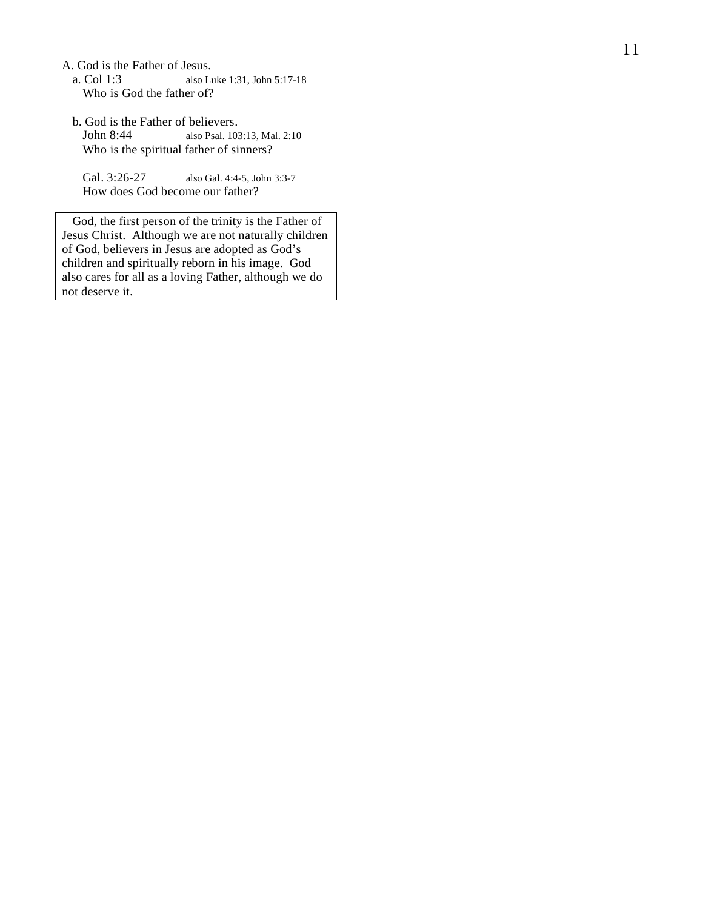A. God is the Father of Jesus.

a. Col 1:3 also Luke 1:31, John 5:17-18
Who is God the father of?

b. God is the Father of believers.
John 8:44 also Psal. 103:13, Mal. 2:10
Who is the spiritual father of sinners?

Gal. 3:26-27 also Gal. 4:4-5, John 3:3-7
How does God become our father?

| God, the first person of the trinity is the Father of Jesus Christ. Although we are not naturally children of God, believers in Jesus are adopted as God's children and spiritually reborn in his image. God also cares for all as a loving Father, although we do not deserve it. |
|---|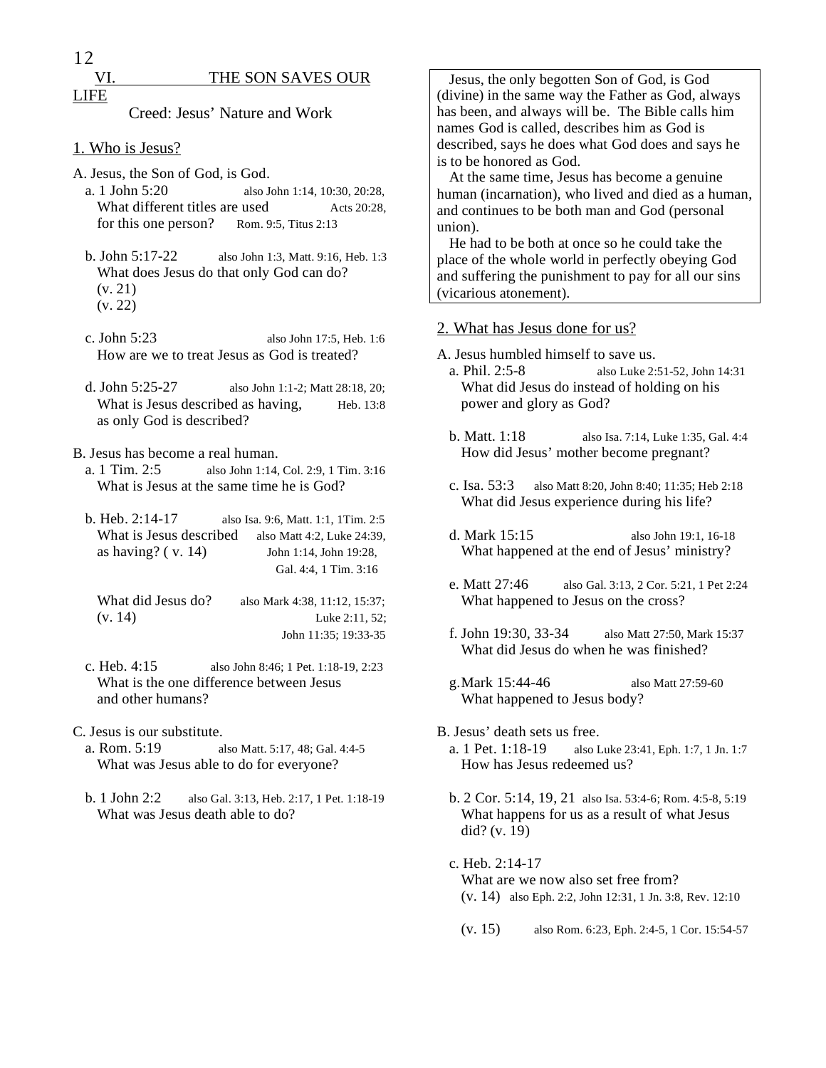## VI. THE SON SAVES OUR LIFE

Creed: Jesus' Nature and Work

### 1. Who is Jesus?

A. Jesus, the Son of God, is God.

a. 1 John 5:20 — also John 1:14, 10:30, 20:28, Acts 20:28, Rom. 9:5, Titus 2:13
What different titles are used for this one person?

b. John 5:17-22 — also John 1:3, Matt. 9:16, Heb. 1:3
What does Jesus do that only God can do?
(v. 21)
(v. 22)

c. John 5:23 — also John 17:5, Heb. 1:6
How are we to treat Jesus as God is treated?

d. John 5:25-27 — also John 1:1-2; Matt 28:18, 20; Heb. 13:8
What is Jesus described as having, as only God is described?

B. Jesus has become a real human.

a. 1 Tim. 2:5 — also John 1:14, Col. 2:9, 1 Tim. 3:16
What is Jesus at the same time he is God?

b. Heb. 2:14-17 — also Isa. 9:6, Matt. 1:1, 1Tim. 2:5
What is Jesus described as having? ( v. 14) — also Matt 4:2, Luke 24:39, John 1:14, John 19:28, Gal. 4:4, 1 Tim. 3:16

What did Jesus do? (v. 14) — also Mark 4:38, 11:12, 15:37; Luke 2:11, 52; John 11:35; 19:33-35

c. Heb. 4:15 — also John 8:46; 1 Pet. 1:18-19, 2:23
What is the one difference between Jesus and other humans?

C. Jesus is our substitute.

a. Rom. 5:19 — also Matt. 5:17, 48; Gal. 4:4-5
What was Jesus able to do for everyone?

b. 1 John 2:2 — also Gal. 3:13, Heb. 2:17, 1 Pet. 1:18-19
What was Jesus death able to do?

> Jesus, the only begotten Son of God, is God (divine) in the same way the Father as God, always has been, and always will be. The Bible calls him names God is called, describes him as God is described, says he does what God does and says he is to be honored as God.
>
> At the same time, Jesus has become a genuine human (incarnation), who lived and died as a human, and continues to be both man and God (personal union).
>
> He had to be both at once so he could take the place of the whole world in perfectly obeying God and suffering the punishment to pay for all our sins (vicarious atonement).

### 2. What has Jesus done for us?

A. Jesus humbled himself to save us.

a. Phil. 2:5-8 — also Luke 2:51-52, John 14:31
What did Jesus do instead of holding on his power and glory as God?

b. Matt. 1:18 — also Isa. 7:14, Luke 1:35, Gal. 4:4
How did Jesus' mother become pregnant?

c. Isa. 53:3 — also Matt 8:20, John 8:40; 11:35; Heb 2:18
What did Jesus experience during his life?

d. Mark 15:15 — also John 19:1, 16-18
What happened at the end of Jesus' ministry?

e. Matt 27:46 — also Gal. 3:13, 2 Cor. 5:21, 1 Pet 2:24
What happened to Jesus on the cross?

f. John 19:30, 33-34 — also Matt 27:50, Mark 15:37
What did Jesus do when he was finished?

g. Mark 15:44-46 — also Matt 27:59-60
What happened to Jesus body?

B. Jesus' death sets us free.

a. 1 Pet. 1:18-19 — also Luke 23:41, Eph. 1:7, 1 Jn. 1:7
How has Jesus redeemed us?

b. 2 Cor. 5:14, 19, 21 — also Isa. 53:4-6; Rom. 4:5-8, 5:19
What happens for us as a result of what Jesus did? (v. 19)

c. Heb. 2:14-17
What are we now also set free from?
(v. 14) also Eph. 2:2, John 12:31, 1 Jn. 3:8, Rev. 12:10

(v. 15) also Rom. 6:23, Eph. 2:4-5, 1 Cor. 15:54-57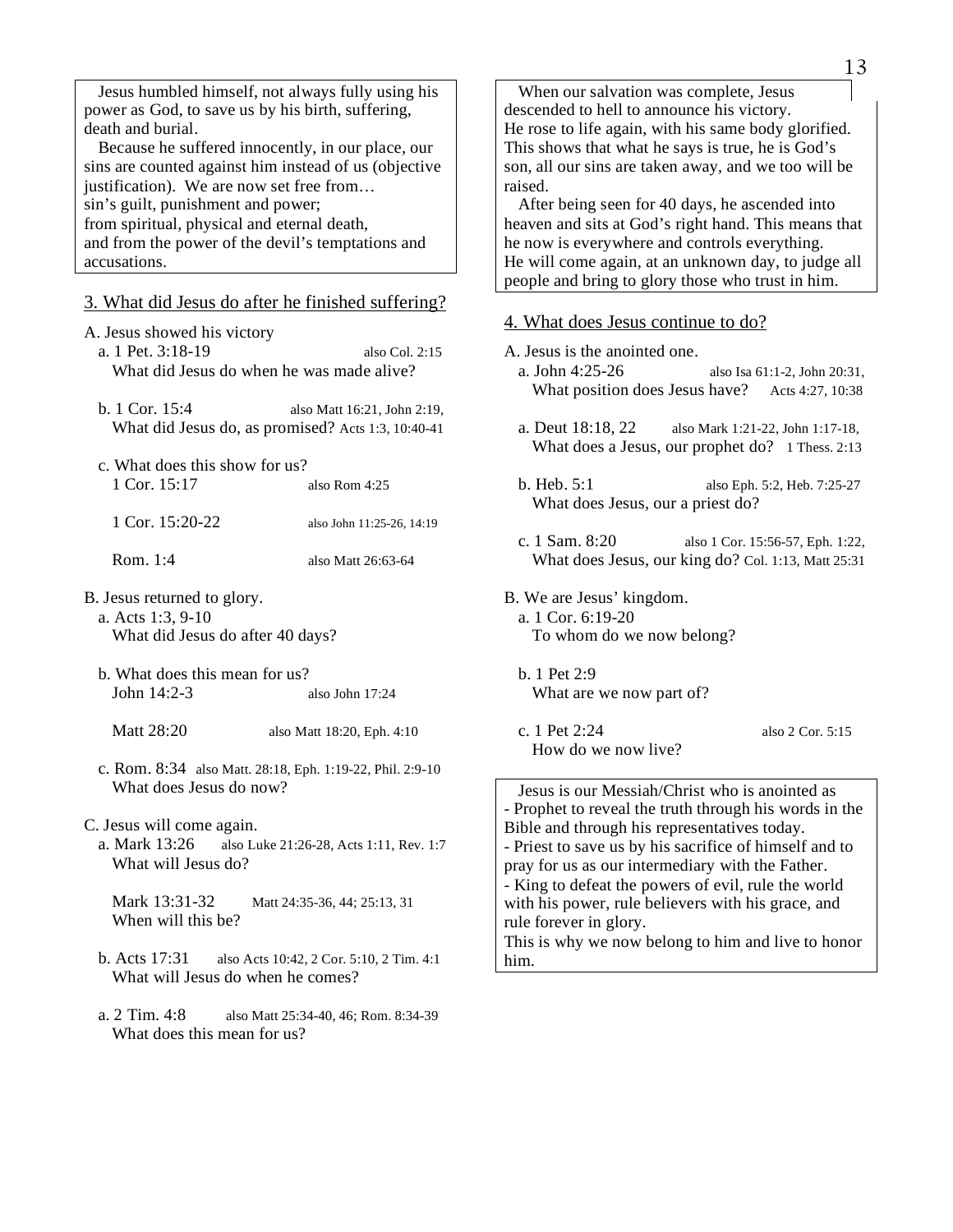Jesus humbled himself, not always fully using his power as God, to save us by his birth, suffering, death and burial.

Because he suffered innocently, in our place, our sins are counted against him instead of us (objective justification). We are now set free from…
sin's guilt, punishment and power;
from spiritual, physical and eternal death,
and from the power of the devil's temptations and accusations.

## 3. What did Jesus do after he finished suffering?

A. Jesus showed his victory

a. 1 Pet. 3:18-19 — also Col. 2:15
What did Jesus do when he was made alive?

b. 1 Cor. 15:4 — also Matt 16:21, John 2:19, Acts 1:3, 10:40-41
What did Jesus do, as promised?

c. What does this show for us?
1 Cor. 15:17 — also Rom 4:25

1 Cor. 15:20-22 — also John 11:25-26, 14:19

Rom. 1:4 — also Matt 26:63-64

B. Jesus returned to glory.

a. Acts 1:3, 9-10
What did Jesus do after 40 days?

b. What does this mean for us?
John 14:2-3 — also John 17:24

Matt 28:20 — also Matt 18:20, Eph. 4:10

c. Rom. 8:34 — also Matt. 28:18, Eph. 1:19-22, Phil. 2:9-10
What does Jesus do now?

C. Jesus will come again.

a. Mark 13:26 — also Luke 21:26-28, Acts 1:11, Rev. 1:7
What will Jesus do?

Mark 13:31-32 — Matt 24:35-36, 44; 25:13, 31
When will this be?

b. Acts 17:31 — also Acts 10:42, 2 Cor. 5:10, 2 Tim. 4:1
What will Jesus do when he comes?

a. 2 Tim. 4:8 — also Matt 25:34-40, 46; Rom. 8:34-39
What does this mean for us?

When our salvation was complete, Jesus descended to hell to announce his victory.
He rose to life again, with his same body glorified.
This shows that what he says is true, he is God's son, all our sins are taken away, and we too will be raised.

After being seen for 40 days, he ascended into heaven and sits at God's right hand. This means that he now is everywhere and controls everything.
He will come again, at an unknown day, to judge all people and bring to glory those who trust in him.

## 4. What does Jesus continue to do?

A. Jesus is the anointed one.

a. John 4:25-26 — also Isa 61:1-2, John 20:31, Acts 4:27, 10:38
What position does Jesus have?

a. Deut 18:18, 22 — also Mark 1:21-22, John 1:17-18, 1 Thess. 2:13
What does a Jesus, our prophet do?

b. Heb. 5:1 — also Eph. 5:2, Heb. 7:25-27
What does Jesus, our a priest do?

c. 1 Sam. 8:20 — also 1 Cor. 15:56-57, Eph. 1:22, Col. 1:13, Matt 25:31
What does Jesus, our king do?

B. We are Jesus' kingdom.

a. 1 Cor. 6:19-20
To whom do we now belong?

b. 1 Pet 2:9
What are we now part of?

c. 1 Pet 2:24 — also 2 Cor. 5:15
How do we now live?

Jesus is our Messiah/Christ who is anointed as
- Prophet to reveal the truth through his words in the Bible and through his representatives today.
- Priest to save us by his sacrifice of himself and to pray for us as our intermediary with the Father.
- King to defeat the powers of evil, rule the world with his power, rule believers with his grace, and rule forever in glory.

This is why we now belong to him and live to honor him.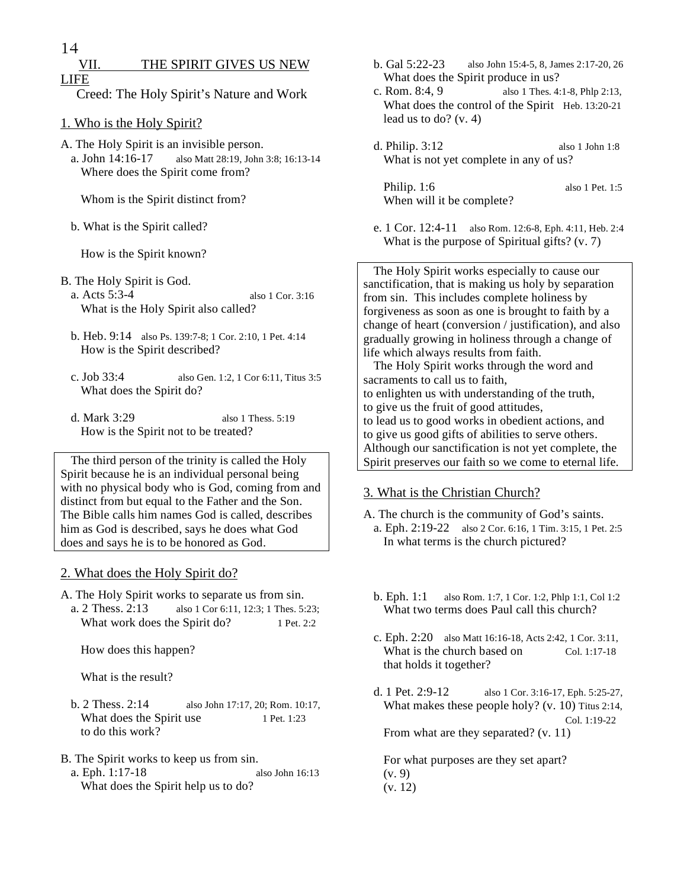## VII. THE SPIRIT GIVES US NEW LIFE

Creed: The Holy Spirit's Nature and Work

### 1. Who is the Holy Spirit?

A. The Holy Spirit is an invisible person.

a. John 14:16-17 also Matt 28:19, John 3:8; 16:13-14
Where does the Spirit come from?

Whom is the Spirit distinct from?

b. What is the Spirit called?

How is the Spirit known?

B. The Holy Spirit is God.

a. Acts 5:3-4 also 1 Cor. 3:16
What is the Holy Spirit also called?

b. Heb. 9:14 also Ps. 139:7-8; 1 Cor. 2:10, 1 Pet. 4:14
How is the Spirit described?

c. Job 33:4 also Gen. 1:2, 1 Cor 6:11, Titus 3:5
What does the Spirit do?

d. Mark 3:29 also 1 Thess. 5:19
How is the Spirit not to be treated?

> The third person of the trinity is called the Holy Spirit because he is an individual personal being with no physical body who is God, coming from and distinct from but equal to the Father and the Son. The Bible calls him names God is called, describes him as God is described, says he does what God does and says he is to be honored as God.

### 2. What does the Holy Spirit do?

A. The Holy Spirit works to separate us from sin.

a. 2 Thess. 2:13 also 1 Cor 6:11, 12:3; 1 Thes. 5:23; 1 Pet. 2:2
What work does the Spirit do?

How does this happen?

What is the result?

b. 2 Thess. 2:14 also John 17:17, 20; Rom. 10:17, 1 Pet. 1:23
What does the Spirit use to do this work?

B. The Spirit works to keep us from sin.

a. Eph. 1:17-18 also John 16:13
What does the Spirit help us to do?

b. Gal 5:22-23 also John 15:4-5, 8, James 2:17-20, 26
What does the Spirit produce in us?

c. Rom. 8:4, 9 also 1 Thes. 4:1-8, Phlp 2:13, Heb. 13:20-21
What does the control of the Spirit lead us to do? (v. 4)

d. Philip. 3:12 also 1 John 1:8
What is not yet complete in any of us?

Philip. 1:6 also 1 Pet. 1:5
When will it be complete?

e. 1 Cor. 12:4-11 also Rom. 12:6-8, Eph. 4:11, Heb. 2:4
What is the purpose of Spiritual gifts? (v. 7)

> The Holy Spirit works especially to cause our sanctification, that is making us holy by separation from sin. This includes complete holiness by forgiveness as soon as one is brought to faith by a change of heart (conversion / justification), and also gradually growing in holiness through a change of life which always results from faith.
>
> The Holy Spirit works through the word and sacraments to call us to faith,
> to enlighten us with understanding of the truth,
> to give us the fruit of good attitudes,
> to lead us to good works in obedient actions, and
> to give us good gifts of abilities to serve others.
> Although our sanctification is not yet complete, the Spirit preserves our faith so we come to eternal life.

### 3. What is the Christian Church?

A. The church is the community of God's saints.

a. Eph. 2:19-22 also 2 Cor. 6:16, 1 Tim. 3:15, 1 Pet. 2:5
In what terms is the church pictured?

b. Eph. 1:1 also Rom. 1:7, 1 Cor. 1:2, Phlp 1:1, Col 1:2
What two terms does Paul call this church?

c. Eph. 2:20 also Matt 16:16-18, Acts 2:42, 1 Cor. 3:11, Col. 1:17-18
What is the church based on that holds it together?

d. 1 Pet. 2:9-12 also 1 Cor. 3:16-17, Eph. 5:25-27, Titus 2:14, Col. 1:19-22
What makes these people holy? (v. 10)

From what are they separated? (v. 11)

For what purposes are they set apart?
(v. 9)
(v. 12)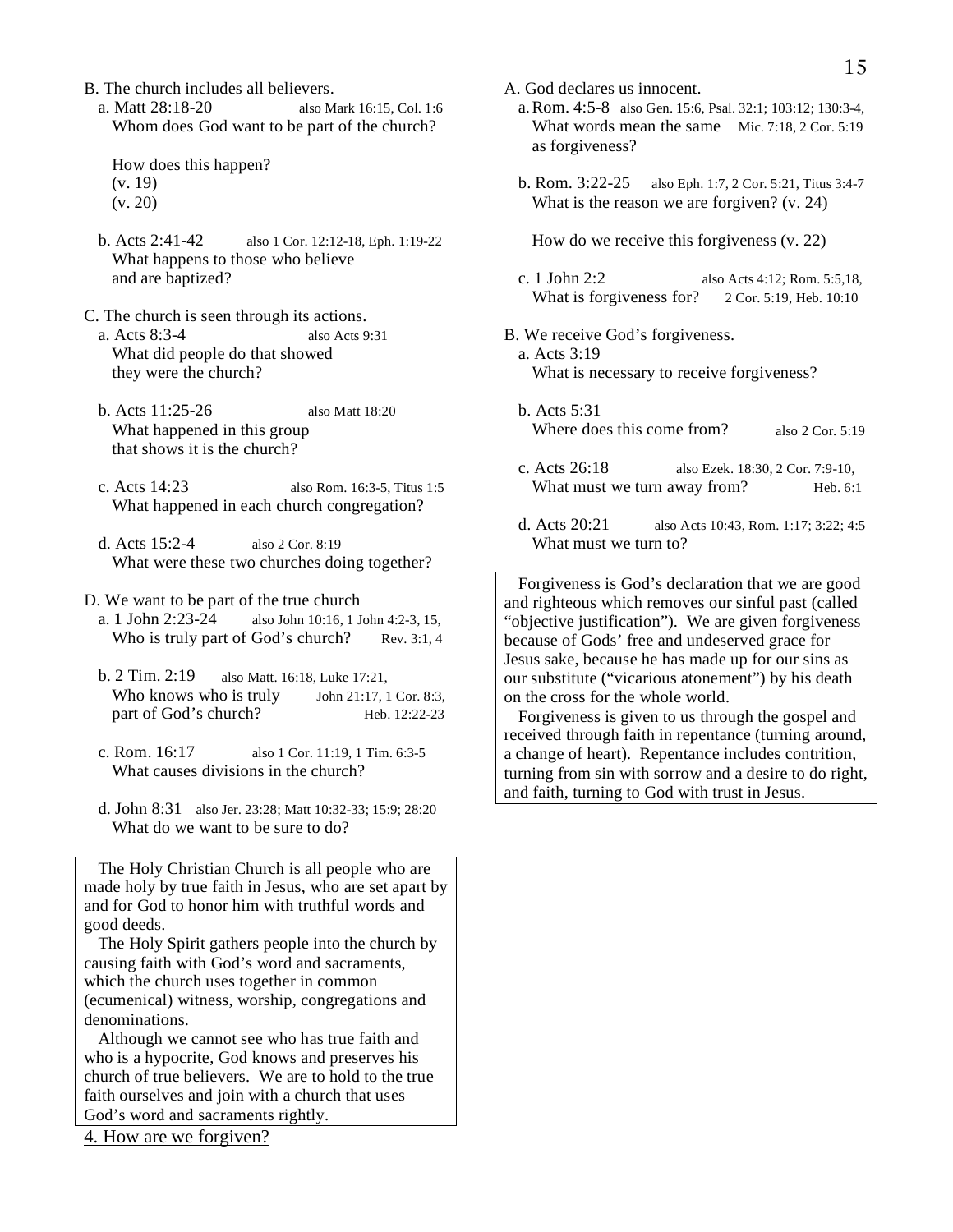B. The church includes all believers.

a. Matt 28:18-20 also Mark 16:15, Col. 1:6
Whom does God want to be part of the church?

How does this happen?
(v. 19)
(v. 20)

b. Acts 2:41-42 also 1 Cor. 12:12-18, Eph. 1:19-22
What happens to those who believe and are baptized?

C. The church is seen through its actions.

a. Acts 8:3-4 also Acts 9:31
What did people do that showed they were the church?

b. Acts 11:25-26 also Matt 18:20
What happened in this group that shows it is the church?

c. Acts 14:23 also Rom. 16:3-5, Titus 1:5
What happened in each church congregation?

d. Acts 15:2-4 also 2 Cor. 8:19
What were these two churches doing together?

D. We want to be part of the true church

a. 1 John 2:23-24 also John 10:16, 1 John 4:2-3, 15, Rev. 3:1, 4
Who is truly part of God's church?

b. 2 Tim. 2:19 also Matt. 16:18, Luke 17:21, John 21:17, 1 Cor. 8:3, Heb. 12:22-23
Who knows who is truly part of God's church?

c. Rom. 16:17 also 1 Cor. 11:19, 1 Tim. 6:3-5
What causes divisions in the church?

d. John 8:31 also Jer. 23:28; Matt 10:32-33; 15:9; 28:20
What do we want to be sure to do?

> The Holy Christian Church is all people who are made holy by true faith in Jesus, who are set apart by and for God to honor him with truthful words and good deeds.
>
> The Holy Spirit gathers people into the church by causing faith with God's word and sacraments, which the church uses together in common (ecumenical) witness, worship, congregations and denominations.
>
> Although we cannot see who has true faith and who is a hypocrite, God knows and preserves his church of true believers. We are to hold to the true faith ourselves and join with a church that uses God's word and sacraments rightly.

## 4. How are we forgiven?

A. God declares us innocent.

a. Rom. 4:5-8 also Gen. 15:6, Psal. 32:1; 103:12; 130:3-4, Mic. 7:18, 2 Cor. 5:19
What words mean the same as forgiveness?

b. Rom. 3:22-25 also Eph. 1:7, 2 Cor. 5:21, Titus 3:4-7
What is the reason we are forgiven? (v. 24)

How do we receive this forgiveness (v. 22)

c. 1 John 2:2 also Acts 4:12; Rom. 5:5,18, 2 Cor. 5:19, Heb. 10:10
What is forgiveness for?

B. We receive God's forgiveness.

a. Acts 3:19
What is necessary to receive forgiveness?

b. Acts 5:31
Where does this come from? also 2 Cor. 5:19

c. Acts 26:18 also Ezek. 18:30, 2 Cor. 7:9-10, Heb. 6:1
What must we turn away from?

d. Acts 20:21 also Acts 10:43, Rom. 1:17; 3:22; 4:5
What must we turn to?

> Forgiveness is God's declaration that we are good and righteous which removes our sinful past (called "objective justification"). We are given forgiveness because of Gods' free and undeserved grace for Jesus sake, because he has made up for our sins as our substitute ("vicarious atonement") by his death on the cross for the whole world.
>
> Forgiveness is given to us through the gospel and received through faith in repentance (turning around, a change of heart). Repentance includes contrition, turning from sin with sorrow and a desire to do right, and faith, turning to God with trust in Jesus.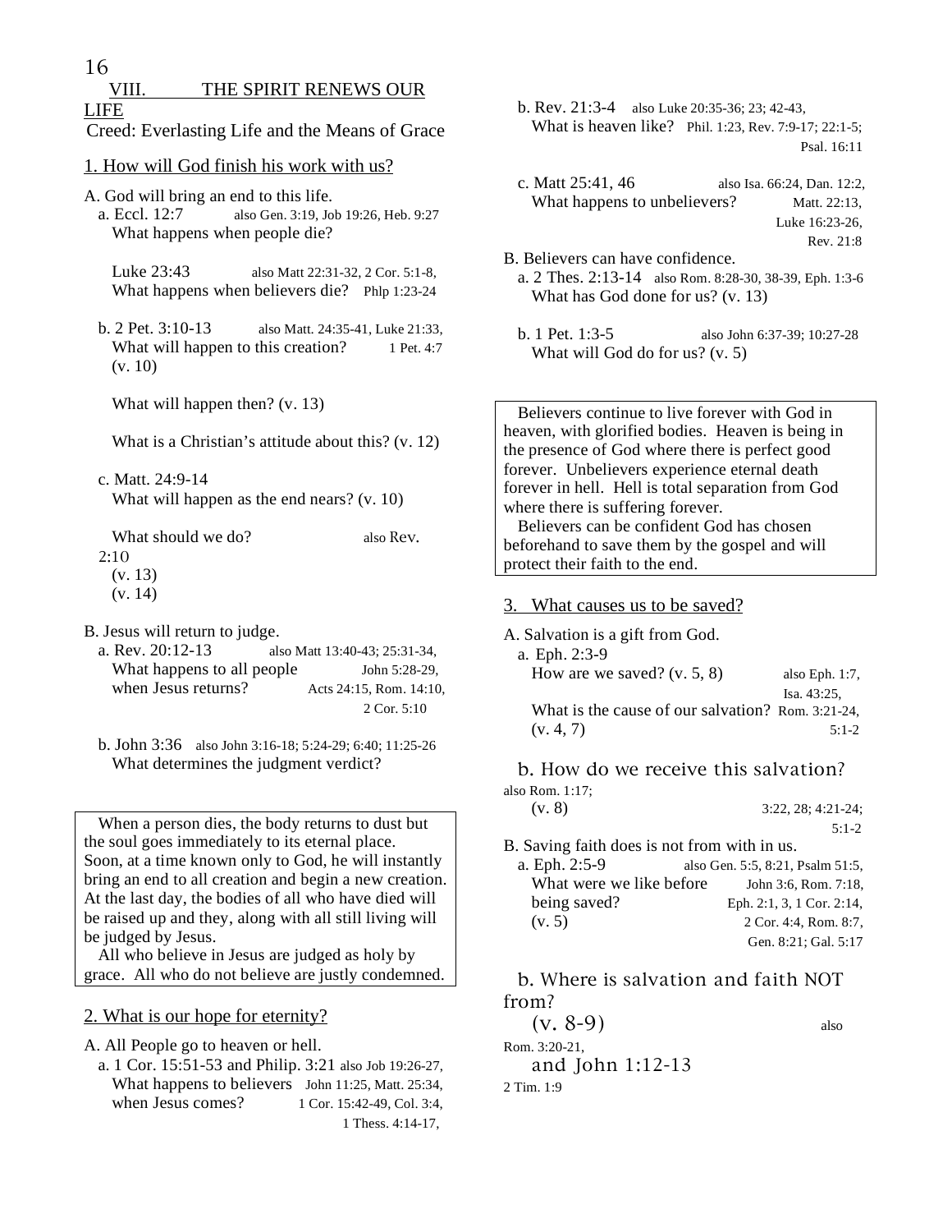## VIII. THE SPIRIT RENEWS OUR LIFE

Creed: Everlasting Life and the Means of Grace

### 1. How will God finish his work with us?

A. God will bring an end to this life.

a. Eccl. 12:7 — also Gen. 3:19, Job 19:26, Heb. 9:27
What happens when people die?

Luke 23:43 — also Matt 22:31-32, 2 Cor. 5:1-8, Phlp 1:23-24
What happens when believers die?

b. 2 Pet. 3:10-13 — also Matt. 24:35-41, Luke 21:33, 1 Pet. 4:7
What will happen to this creation? (v. 10)

What will happen then? (v. 13)

What is a Christian's attitude about this? (v. 12)

c. Matt. 24:9-14
What will happen as the end nears? (v. 10)

What should we do? — also Rev. 2:10
(v. 13)
(v. 14)

B. Jesus will return to judge.

a. Rev. 20:12-13 — also Matt 13:40-43; 25:31-34, John 5:28-29, Acts 24:15, Rom. 14:10, 2 Cor. 5:10
What happens to all people when Jesus returns?

b. John 3:36 — also John 3:16-18; 5:24-29; 6:40; 11:25-26
What determines the judgment verdict?

> When a person dies, the body returns to dust but the soul goes immediately to its eternal place. Soon, at a time known only to God, he will instantly bring an end to all creation and begin a new creation. At the last day, the bodies of all who have died will be raised up and they, along with all still living will be judged by Jesus.
> All who believe in Jesus are judged as holy by grace. All who do not believe are justly condemned.

### 2. What is our hope for eternity?

A. All People go to heaven or hell.

a. 1 Cor. 15:51-53 and Philip. 3:21 — also Job 19:26-27, John 11:25, Matt. 25:34, 1 Cor. 15:42-49, Col. 3:4, 1 Thess. 4:14-17,
What happens to believers when Jesus comes?

b. Rev. 21:3-4 — also Luke 20:35-36; 23; 42-43,
What is heaven like? — Phil. 1:23, Rev. 7:9-17; 22:1-5; Psal. 16:11

c. Matt 25:41, 46 — also Isa. 66:24, Dan. 12:2, Matt. 22:13, Luke 16:23-26, Rev. 21:8
What happens to unbelievers?

B. Believers can have confidence.

a. 2 Thes. 2:13-14 — also Rom. 8:28-30, 38-39, Eph. 1:3-6
What has God done for us? (v. 13)

b. 1 Pet. 1:3-5 — also John 6:37-39; 10:27-28
What will God do for us? (v. 5)

> Believers continue to live forever with God in heaven, with glorified bodies. Heaven is being in the presence of God where there is perfect good forever. Unbelievers experience eternal death forever in hell. Hell is total separation from God where there is suffering forever.
> Believers can be confident God has chosen beforehand to save them by the gospel and will protect their faith to the end.

### 3. What causes us to be saved?

A. Salvation is a gift from God.

a. Eph. 2:3-9
How are we saved? (v. 5, 8) — also Eph. 1:7, Isa. 43:25,
What is the cause of our salvation? (v. 4, 7) — Rom. 3:21-24, 5:1-2

b. How do we receive this salvation? (v. 8) — also Rom. 1:17; 3:22, 28; 4:21-24; 5:1-2

B. Saving faith does is not from with in us.

a. Eph. 2:5-9 — also Gen. 5:5, 8:21, Psalm 51:5, John 3:6, Rom. 7:18, Eph. 2:1, 3, 1 Cor. 2:14, 2 Cor. 4:4, Rom. 8:7, Gen. 8:21; Gal. 5:17
What were we like before being saved? (v. 5)

b. Where is salvation and faith NOT from?
(v. 8-9) — also Rom. 3:20-21, 2 Tim. 1:9
and John 1:12-13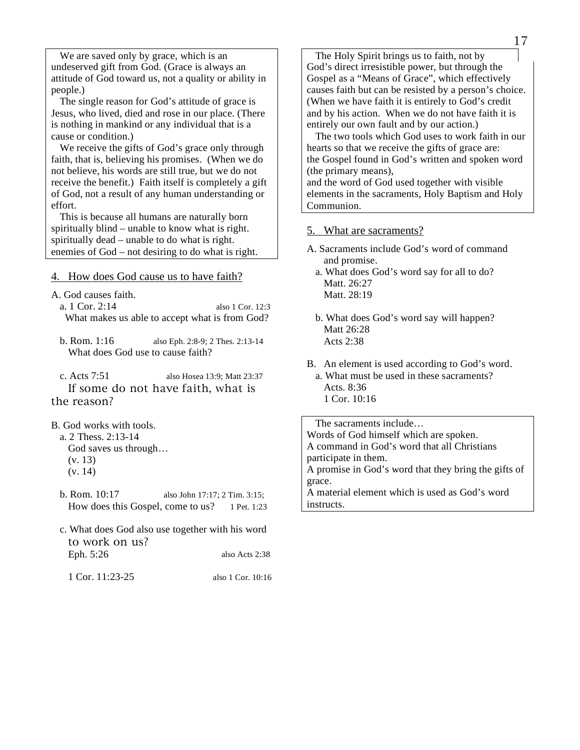We are saved only by grace, which is an undeserved gift from God. (Grace is always an attitude of God toward us, not a quality or ability in people.)

The single reason for God's attitude of grace is Jesus, who lived, died and rose in our place. (There is nothing in mankind or any individual that is a cause or condition.)

We receive the gifts of God's grace only through faith, that is, believing his promises. (When we do not believe, his words are still true, but we do not receive the benefit.) Faith itself is completely a gift of God, not a result of any human understanding or effort.

This is because all humans are naturally born
spiritually blind – unable to know what is right.
spiritually dead – unable to do what is right.
enemies of God – not desiring to do what is right.

## 4. How does God cause us to have faith?

A. God causes faith.

a. 1 Cor. 2:14 — also 1 Cor. 12:3
What makes us able to accept what is from God?

b. Rom. 1:16 — also Eph. 2:8-9; 2 Thes. 2:13-14
What does God use to cause faith?

c. Acts 7:51 — also Hosea 13:9; Matt 23:37
If some do not have faith, what is the reason?

B. God works with tools.

a. 2 Thess. 2:13-14
God saves us through…
(v. 13)
(v. 14)

b. Rom. 10:17 — also John 17:17; 2 Tim. 3:15;
How does this Gospel, come to us? — 1 Pet. 1:23

c. What does God also use together with his word to work on us?
Eph. 5:26 — also Acts 2:38

1 Cor. 11:23-25 — also 1 Cor. 10:16

The Holy Spirit brings us to faith, not by God's direct irresistible power, but through the Gospel as a "Means of Grace", which effectively causes faith but can be resisted by a person's choice. (When we have faith it is entirely to God's credit and by his action. When we do not have faith it is entirely our own fault and by our action.)

The two tools which God uses to work faith in our hearts so that we receive the gifts of grace are:
the Gospel found in God's written and spoken word (the primary means),
and the word of God used together with visible elements in the sacraments, Holy Baptism and Holy Communion.

## 5. What are sacraments?

A. Sacraments include God's word of command and promise.

a. What does God's word say for all to do?
Matt. 26:27
Matt. 28:19

b. What does God's word say will happen?
Matt 26:28
Acts 2:38

B. An element is used according to God's word.

a. What must be used in these sacraments?
Acts. 8:36
1 Cor. 10:16

The sacraments include…
Words of God himself which are spoken.
A command in God's word that all Christians participate in them.
A promise in God's word that they bring the gifts of grace.
A material element which is used as God's word instructs.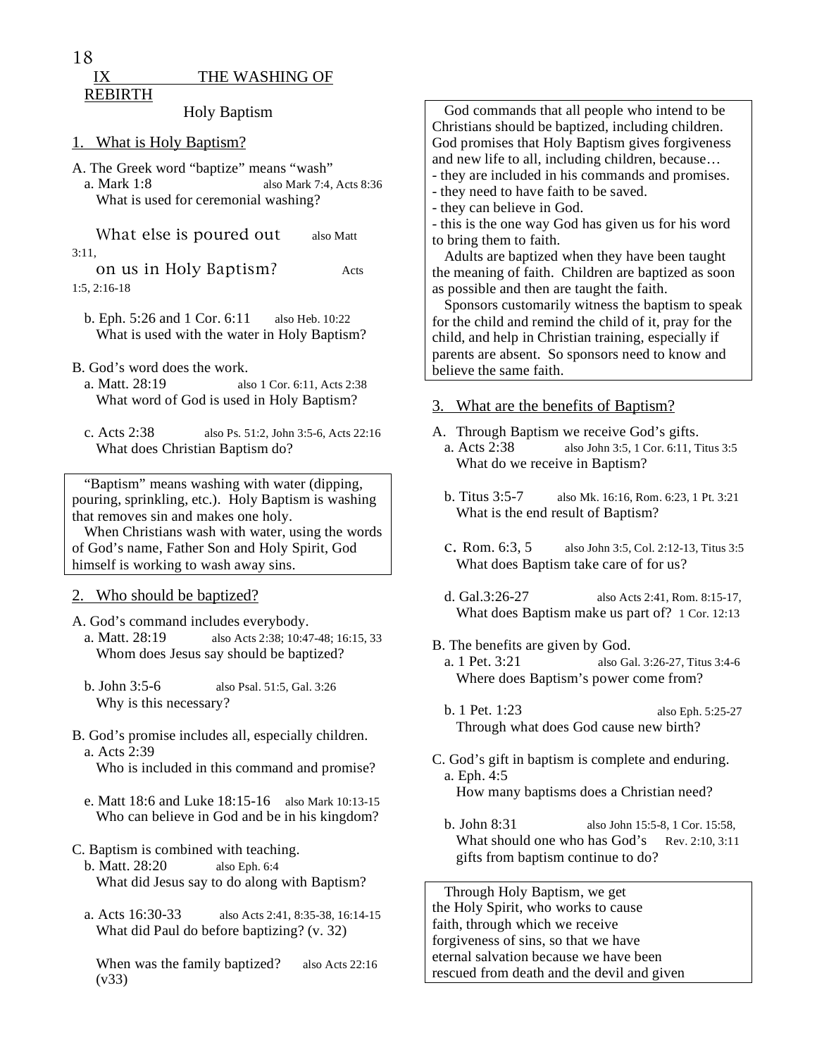## IX THE WASHING OF REBIRTH

### Holy Baptism

### 1. What is Holy Baptism?

A. The Greek word "baptize" means "wash"
 a. Mark 1:8 — also Mark 7:4, Acts 8:36
 What is used for ceremonial washing?

 What else is poured out on us in Holy Baptism? — also Matt 3:11, Acts 1:5, 2:16-18

 b. Eph. 5:26 and 1 Cor. 6:11 — also Heb. 10:22
 What is used with the water in Holy Baptism?

B. God's word does the work.
 a. Matt. 28:19 — also 1 Cor. 6:11, Acts 2:38
 What word of God is used in Holy Baptism?

 c. Acts 2:38 — also Ps. 51:2, John 3:5-6, Acts 22:16
 What does Christian Baptism do?

> "Baptism" means washing with water (dipping, pouring, sprinkling, etc.). Holy Baptism is washing that removes sin and makes one holy.
> When Christians wash with water, using the words of God's name, Father Son and Holy Spirit, God himself is working to wash away sins.

### 2. Who should be baptized?

A. God's command includes everybody.
 a. Matt. 28:19 — also Acts 2:38; 10:47-48; 16:15, 33
 Whom does Jesus say should be baptized?

 b. John 3:5-6 — also Psal. 51:5, Gal. 3:26
 Why is this necessary?

B. God's promise includes all, especially children.
 a. Acts 2:39
 Who is included in this command and promise?

 e. Matt 18:6 and Luke 18:15-16 — also Mark 10:13-15
 Who can believe in God and be in his kingdom?

C. Baptism is combined with teaching.
 b. Matt. 28:20 — also Eph. 6:4
 What did Jesus say to do along with Baptism?

 a. Acts 16:30-33 — also Acts 2:41, 8:35-38, 16:14-15
 What did Paul do before baptizing? (v. 32)

 When was the family baptized? (v33) — also Acts 22:16

> God commands that all people who intend to be Christians should be baptized, including children. God promises that Holy Baptism gives forgiveness and new life to all, including children, because…
> - they are included in his commands and promises.
> - they need to have faith to be saved.
> - they can believe in God.
> - this is the one way God has given us for his word to bring them to faith.
>
> Adults are baptized when they have been taught the meaning of faith. Children are baptized as soon as possible and then are taught the faith.
> Sponsors customarily witness the baptism to speak for the child and remind the child of it, pray for the child, and help in Christian training, especially if parents are absent. So sponsors need to know and believe the same faith.

### 3. What are the benefits of Baptism?

A. Through Baptism we receive God's gifts.
 a. Acts 2:38 — also John 3:5, 1 Cor. 6:11, Titus 3:5
 What do we receive in Baptism?

 b. Titus 3:5-7 — also Mk. 16:16, Rom. 6:23, 1 Pt. 3:21
 What is the end result of Baptism?

 c. Rom. 6:3, 5 — also John 3:5, Col. 2:12-13, Titus 3:5
 What does Baptism take care of for us?

 d. Gal.3:26-27 — also Acts 2:41, Rom. 8:15-17, 1 Cor. 12:13
 What does Baptism make us part of?

B. The benefits are given by God.
 a. 1 Pet. 3:21 — also Gal. 3:26-27, Titus 3:4-6
 Where does Baptism's power come from?

 b. 1 Pet. 1:23 — also Eph. 5:25-27
 Through what does God cause new birth?

C. God's gift in baptism is complete and enduring.
 a. Eph. 4:5
 How many baptisms does a Christian need?

 b. John 8:31 — also John 15:5-8, 1 Cor. 15:58, Rev. 2:10, 3:11
 What should one who has God's gifts from baptism continue to do?

> Through Holy Baptism, we get the Holy Spirit, who works to cause faith, through which we receive forgiveness of sins, so that we have eternal salvation because we have been rescued from death and the devil and given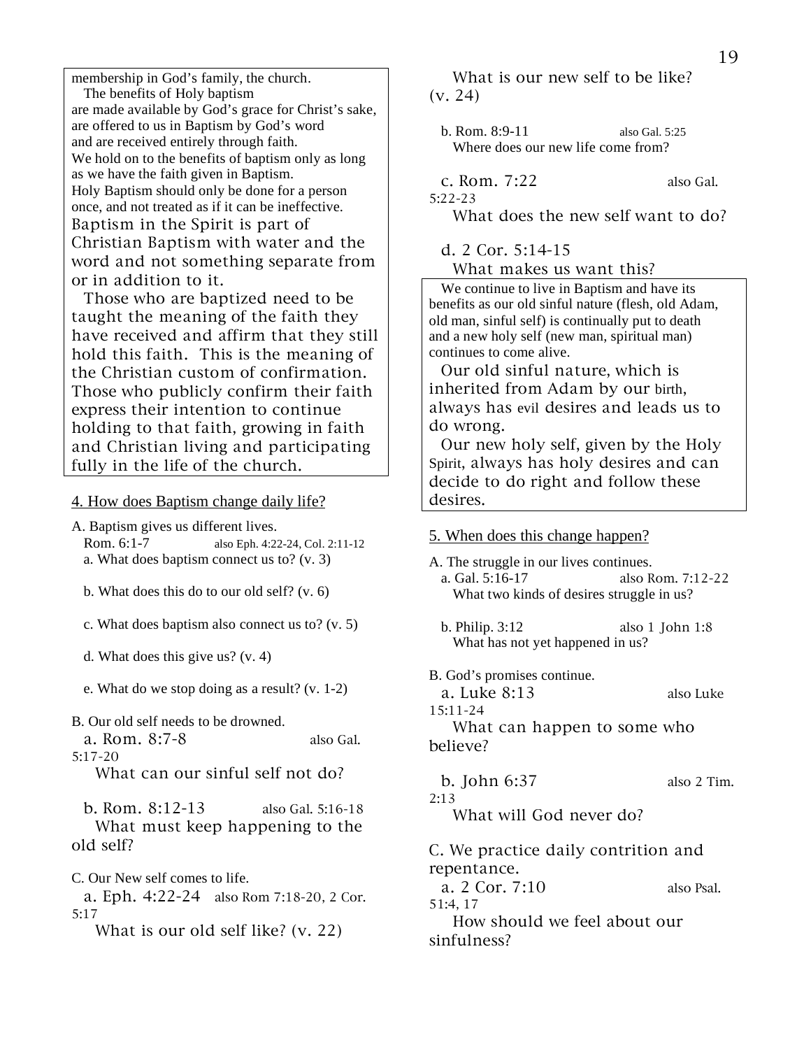membership in God's family, the church.

The benefits of Holy baptism
are made available by God's grace for Christ's sake,
are offered to us in Baptism by God's word
and are received entirely through faith.
We hold on to the benefits of baptism only as long as we have the faith given in Baptism.
Holy Baptism should only be done for a person once, and not treated as if it can be ineffective.
Baptism in the Spirit is part of Christian Baptism with water and the word and not something separate from or in addition to it.

Those who are baptized need to be taught the meaning of the faith they have received and affirm that they still hold this faith. This is the meaning of the Christian custom of confirmation. Those who publicly confirm their faith express their intention to continue holding to that faith, growing in faith and Christian living and participating fully in the life of the church.

## 4. How does Baptism change daily life?

A. Baptism gives us different lives.
Rom. 6:1-7 also Eph. 4:22-24, Col. 2:11-12

a. What does baptism connect us to? (v. 3)

b. What does this do to our old self? (v. 6)

c. What does baptism also connect us to? (v. 5)

d. What does this give us? (v. 4)

e. What do we stop doing as a result? (v. 1-2)

B. Our old self needs to be drowned.

a. Rom. 8:7-8 also Gal. 5:17-20
What can our sinful self not do?

b. Rom. 8:12-13 also Gal. 5:16-18
What must keep happening to the old self?

C. Our New self comes to life.

a. Eph. 4:22-24 also Rom 7:18-20, 2 Cor. 5:17
What is our old self like? (v. 22)

What is our new self to be like? (v. 24)

b. Rom. 8:9-11 also Gal. 5:25
Where does our new life come from?

c. Rom. 7:22 also Gal. 5:22-23
What does the new self want to do?

d. 2 Cor. 5:14-15
What makes us want this?

We continue to live in Baptism and have its benefits as our old sinful nature (flesh, old Adam, old man, sinful self) is continually put to death and a new holy self (new man, spiritual man) continues to come alive.

Our old sinful nature, which is inherited from Adam by our birth, always has evil desires and leads us to do wrong.

Our new holy self, given by the Holy Spirit, always has holy desires and can decide to do right and follow these desires.

## 5. When does this change happen?

A. The struggle in our lives continues.

a. Gal. 5:16-17 also Rom. 7:12-22
What two kinds of desires struggle in us?

b. Philip. 3:12 also 1 John 1:8
What has not yet happened in us?

B. God's promises continue.

a. Luke 8:13 also Luke 15:11-24
What can happen to some who believe?

b. John 6:37 also 2 Tim. 2:13
What will God never do?

C. We practice daily contrition and repentance.

a. 2 Cor. 7:10 also Psal. 51:4, 17
How should we feel about our sinfulness?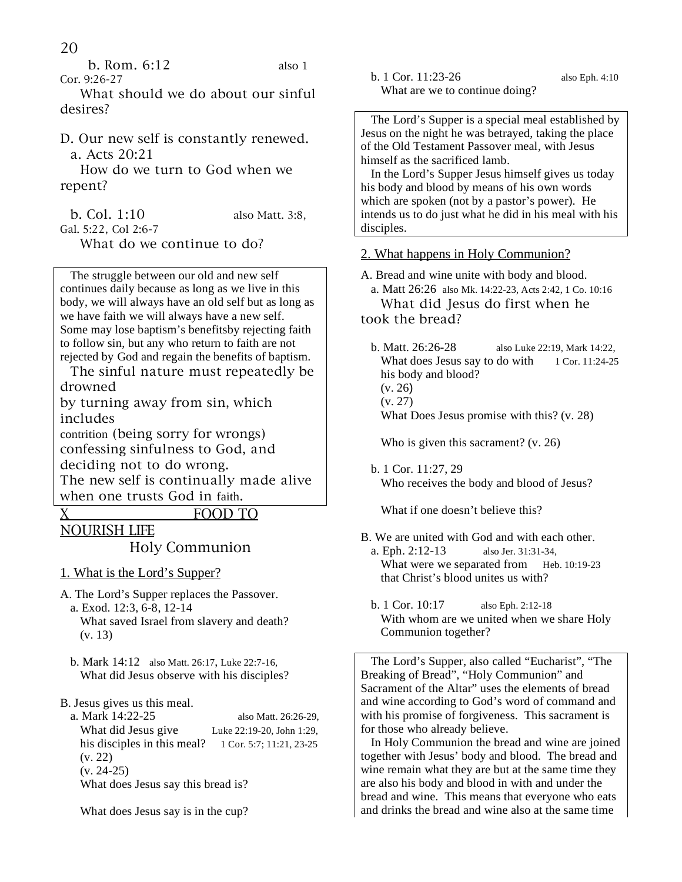b. Rom. 6:12 also 1 Cor. 9:26-27

What should we do about our sinful desires?

D. Our new self is constantly renewed.

a. Acts 20:21

How do we turn to God when we repent?

b. Col. 1:10 also Matt. 3:8, Gal. 5:22, Col 2:6-7

What do we continue to do?

> The struggle between our old and new self continues daily because as long as we live in this body, we will always have an old self but as long as we have faith we will always have a new self. Some may lose baptism's benefitsby rejecting faith to follow sin, but any who return to faith are not rejected by God and regain the benefits of baptism.
>
> The sinful nature must repeatedly be drowned by turning away from sin, which includes contrition (being sorry for wrongs) confessing sinfulness to God, and deciding not to do wrong.
>
> The new self is continually made alive when one trusts God in faith.

## X FOOD TO NOURISH LIFE

### Holy Communion

1. What is the Lord's Supper?

A. The Lord's Supper replaces the Passover.

a. Exod. 12:3, 6-8, 12-14

What saved Israel from slavery and death? (v. 13)

b. Mark 14:12 also Matt. 26:17, Luke 22:7-16,

What did Jesus observe with his disciples?

B. Jesus gives us this meal.

a. Mark 14:22-25 also Matt. 26:26-29, Luke 22:19-20, John 1:29, 1 Cor. 5:7; 11:21, 23-25

What did Jesus give his disciples in this meal?

(v. 22)

(v. 24-25)

What does Jesus say this bread is?

What does Jesus say is in the cup?

b. 1 Cor. 11:23-26 also Eph. 4:10

What are we to continue doing?

> The Lord's Supper is a special meal established by Jesus on the night he was betrayed, taking the place of the Old Testament Passover meal, with Jesus himself as the sacrificed lamb.
>
> In the Lord's Supper Jesus himself gives us today his body and blood by means of his own words which are spoken (not by a pastor's power). He intends us to do just what he did in his meal with his disciples.

2. What happens in Holy Communion?

A. Bread and wine unite with body and blood.

a. Matt 26:26 also Mk. 14:22-23, Acts 2:42, 1 Co. 10:16

What did Jesus do first when he took the bread?

b. Matt. 26:26-28 also Luke 22:19, Mark 14:22, 1 Cor. 11:24-25

What does Jesus say to do with his body and blood?

(v. 26)

(v. 27)

What Does Jesus promise with this? (v. 28)

Who is given this sacrament? (v. 26)

b. 1 Cor. 11:27, 29

Who receives the body and blood of Jesus?

What if one doesn't believe this?

B. We are united with God and with each other.

a. Eph. 2:12-13 also Jer. 31:31-34, Heb. 10:19-23

What were we separated from that Christ's blood unites us with?

b. 1 Cor. 10:17 also Eph. 2:12-18

With whom are we united when we share Holy Communion together?

> The Lord's Supper, also called "Eucharist", "The Breaking of Bread", "Holy Communion" and Sacrament of the Altar" uses the elements of bread and wine according to God's word of command and with his promise of forgiveness. This sacrament is for those who already believe.
>
> In Holy Communion the bread and wine are joined together with Jesus' body and blood. The bread and wine remain what they are but at the same time they are also his body and blood in with and under the bread and wine. This means that everyone who eats and drinks the bread and wine also at the same time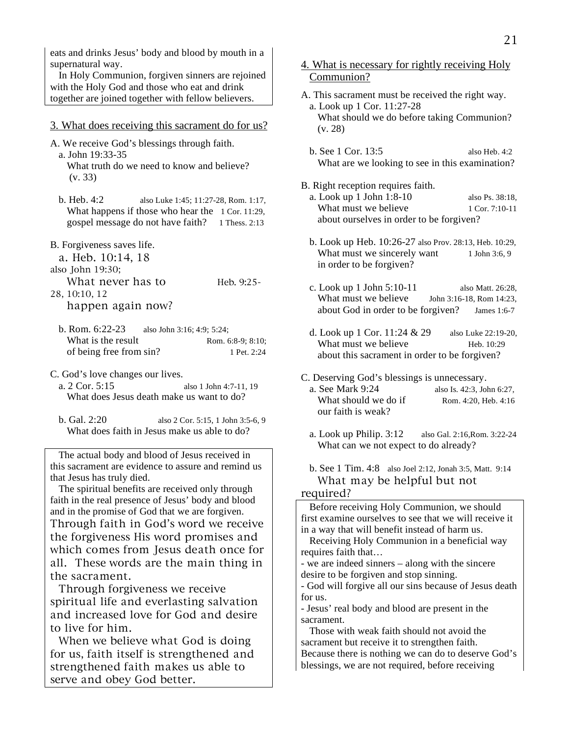eats and drinks Jesus' body and blood by mouth in a supernatural way.
In Holy Communion, forgiven sinners are rejoined with the Holy God and those who eat and drink together are joined together with fellow believers.

## 3. What does receiving this sacrament do for us?

A. We receive God's blessings through faith.
  a. John 19:33-35
    What truth do we need to know and believe? (v. 33)

  b. Heb. 4:2 — also Luke 1:45; 11:27-28, Rom. 1:17, 1 Cor. 11:29, 1 Thess. 2:13
    What happens if those who hear the gospel message do not have faith?

B. Forgiveness saves life.
  a. Heb. 10:14, 18 — also John 19:30; Heb. 9:25-28, 10:10, 12
    What never has to happen again now?

  b. Rom. 6:22-23 — also John 3:16; 4:9; 5:24; Rom. 6:8-9; 8:10; 1 Pet. 2:24
    What is the result of being free from sin?

C. God's love changes our lives.
  a. 2 Cor. 5:15 — also 1 John 4:7-11, 19
    What does Jesus death make us want to do?

  b. Gal. 2:20 — also 2 Cor. 5:15, 1 John 3:5-6, 9
    What does faith in Jesus make us able to do?

The actual body and blood of Jesus received in this sacrament are evidence to assure and remind us that Jesus has truly died.
The spiritual benefits are received only through faith in the real presence of Jesus' body and blood and in the promise of God that we are forgiven. Through faith in God's word we receive the forgiveness His word promises and which comes from Jesus death once for all. These words are the main thing in the sacrament.
Through forgiveness we receive spiritual life and everlasting salvation and increased love for God and desire to live for him.
When we believe what God is doing for us, faith itself is strengthened and strengthened faith makes us able to serve and obey God better.

## 4. What is necessary for rightly receiving Holy Communion?

A. This sacrament must be received the right way.
  a. Look up 1 Cor. 11:27-28
    What should we do before taking Communion? (v. 28)

  b. See 1 Cor. 13:5 — also Heb. 4:2
    What are we looking to see in this examination?

B. Right reception requires faith.
  a. Look up 1 John 1:8-10 — also Ps. 38:18, 1 Cor. 7:10-11
    What must we believe about ourselves in order to be forgiven?

  b. Look up Heb. 10:26-27 — also Prov. 28:13, Heb. 10:29, 1 John 3:6, 9
    What must we sincerely want in order to be forgiven?

  c. Look up 1 John 5:10-11 — also Matt. 26:28, John 3:16-18, Rom 14:23, James 1:6-7
    What must we believe about God in order to be forgiven?

  d. Look up 1 Cor. 11:24 & 29 — also Luke 22:19-20, Heb. 10:29
    What must we believe about this sacrament in order to be forgiven?

C. Deserving God's blessings is unnecessary.
  a. See Mark 9:24 — also Is. 42:3, John 6:27, Rom. 4:20, Heb. 4:16
    What should we do if our faith is weak?

  a. Look up Philip. 3:12 — also Gal. 2:16, Rom. 3:22-24
    What can we not expect to do already?

  b. See 1 Tim. 4:8 — also Joel 2:12, Jonah 3:5, Matt. 9:14
    What may be helpful but not required?

Before receiving Holy Communion, we should first examine ourselves to see that we will receive it in a way that will benefit instead of harm us.
Receiving Holy Communion in a beneficial way requires faith that…
- we are indeed sinners – along with the sincere desire to be forgiven and stop sinning.
- God will forgive all our sins because of Jesus death for us.
- Jesus' real body and blood are present in the sacrament.

Those with weak faith should not avoid the sacrament but receive it to strengthen faith. Because there is nothing we can do to deserve God's blessings, we are not required, before receiving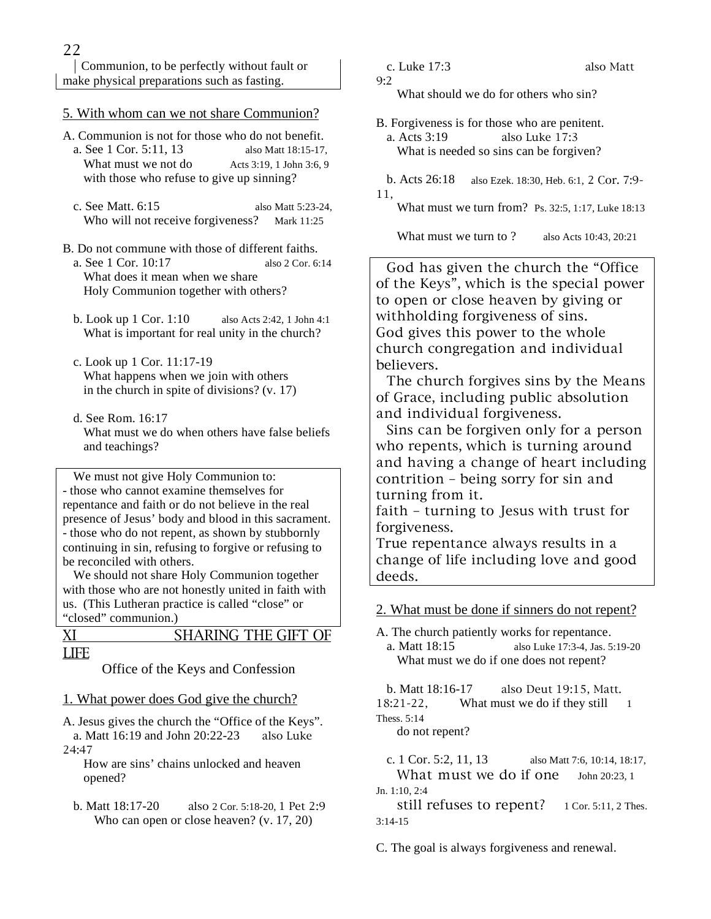Communion, to be perfectly without fault or make physical preparations such as fasting.

5. With whom can we not share Communion?

A. Communion is not for those who do not benefit.

a. See 1 Cor. 5:11, 13 — also Matt 18:15-17, Acts 3:19, 1 John 3:6, 9
What must we not do with those who refuse to give up sinning?

c. See Matt. 6:15 — also Matt 5:23-24, Mark 11:25
Who will not receive forgiveness?

B. Do not commune with those of different faiths.

a. See 1 Cor. 10:17 — also 2 Cor. 6:14
What does it mean when we share Holy Communion together with others?

b. Look up 1 Cor. 1:10 — also Acts 2:42, 1 John 4:1
What is important for real unity in the church?

c. Look up 1 Cor. 11:17-19
What happens when we join with others in the church in spite of divisions? (v. 17)

d. See Rom. 16:17
What must we do when others have false beliefs and teachings?

> We must not give Holy Communion to:
> - those who cannot examine themselves for repentance and faith or do not believe in the real presence of Jesus' body and blood in this sacrament.
> - those who do not repent, as shown by stubbornly continuing in sin, refusing to forgive or refusing to be reconciled with others.
>
> We should not share Holy Communion together with those who are not honestly united in faith with us. (This Lutheran practice is called "close" or "closed" communion.)

# XI SHARING THE GIFT OF LIFE

Office of the Keys and Confession

1. What power does God give the church?

A. Jesus gives the church the "Office of the Keys".

a. Matt 16:19 and John 20:22-23 — also Luke 24:47
How are sins' chains unlocked and heaven opened?

b. Matt 18:17-20 — also 2 Cor. 5:18-20, 1 Pet 2:9
Who can open or close heaven? (v. 17, 20)

c. Luke 17:3 — also Matt 9:2
What should we do for others who sin?

B. Forgiveness is for those who are penitent.

a. Acts 3:19 — also Luke 17:3
What is needed so sins can be forgiven?

b. Acts 26:18 — also Ezek. 18:30, Heb. 6:1, 2 Cor. 7:9-11, Ps. 32:5, 1:17, Luke 18:13
What must we turn from?

What must we turn to? — also Acts 10:43, 20:21

> God has given the church the "Office of the Keys", which is the special power to open or close heaven by giving or withholding forgiveness of sins.
> God gives this power to the whole church congregation and individual believers.
>
> The church forgives sins by the Means of Grace, including public absolution and individual forgiveness.
>
> Sins can be forgiven only for a person who repents, which is turning around and having a change of heart including contrition – being sorry for sin and turning from it.
> faith – turning to Jesus with trust for forgiveness.
> True repentance always results in a change of life including love and good deeds.

2. What must be done if sinners do not repent?

A. The church patiently works for repentance.

a. Matt 18:15 — also Luke 17:3-4, Jas. 5:19-20
What must we do if one does not repent?

b. Matt 18:16-17 — also Deut 19:15, Matt. 18:21-22, 1 Thess. 5:14
What must we do if they still do not repent?

c. 1 Cor. 5:2, 11, 13 — also Matt 7:6, 10:14, 18:17, John 20:23, 1 Jn. 1:10, 2:4, 1 Cor. 5:11, 2 Thes. 3:14-15
What must we do if one still refuses to repent?

C. The goal is always forgiveness and renewal.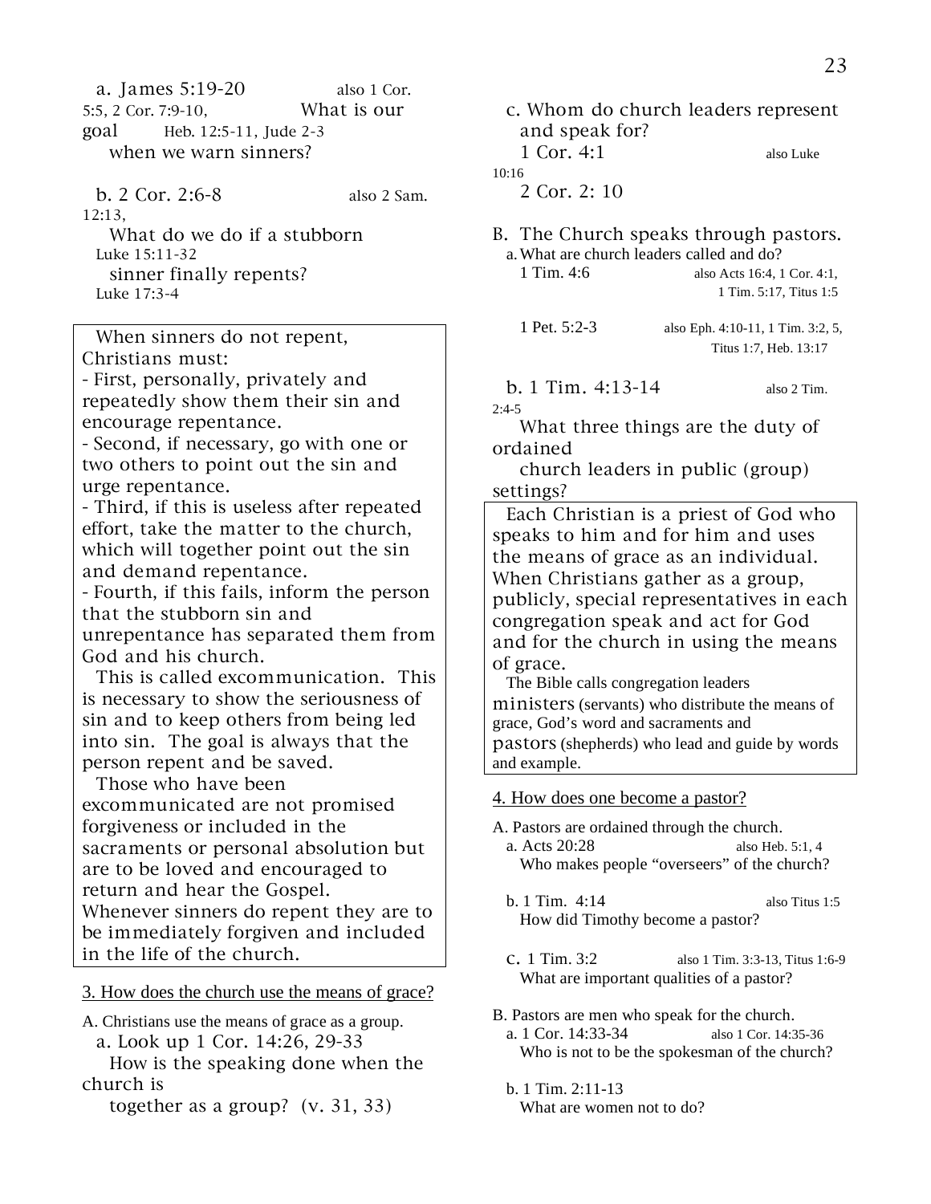a. James 5:19-20 also 1 Cor. 5:5, 2 Cor. 7:9-10, Heb. 12:5-11, Jude 2-3

What is our goal when we warn sinners?

b. 2 Cor. 2:6-8 also 2 Sam. 12:13, Luke 15:11-32, Luke 17:3-4

What do we do if a stubborn sinner finally repents?

> When sinners do not repent, Christians must:
>
> - First, personally, privately and repeatedly show them their sin and encourage repentance.
> - Second, if necessary, go with one or two others to point out the sin and urge repentance.
> - Third, if this is useless after repeated effort, take the matter to the church, which will together point out the sin and demand repentance.
> - Fourth, if this fails, inform the person that the stubborn sin and unrepentance has separated them from God and his church.
>
> This is called excommunication. This is necessary to show the seriousness of sin and to keep others from being led into sin. The goal is always that the person repent and be saved.
>
> Those who have been excommunicated are not promised forgiveness or included in the sacraments or personal absolution but are to be loved and encouraged to return and hear the Gospel. Whenever sinners do repent they are to be immediately forgiven and included in the life of the church.

<u>3. How does the church use the means of grace?</u>

A. Christians use the means of grace as a group.

a. Look up 1 Cor. 14:26, 29-33

How is the speaking done when the church is together as a group? (v. 31, 33)

c. Whom do church leaders represent and speak for?

1 Cor. 4:1 also Luke 10:16

2 Cor. 2: 10

B. The Church speaks through pastors.

a. What are church leaders called and do?

1 Tim. 4:6 also Acts 16:4, 1 Cor. 4:1, 1 Tim. 5:17, Titus 1:5

1 Pet. 5:2-3 also Eph. 4:10-11, 1 Tim. 3:2, 5, Titus 1:7, Heb. 13:17

b. 1 Tim. 4:13-14 also 2 Tim. 2:4-5

What three things are the duty of ordained church leaders in public (group) settings?

> Each Christian is a priest of God who speaks to him and for him and uses the means of grace as an individual. When Christians gather as a group, publicly, special representatives in each congregation speak and act for God and for the church in using the means of grace.
>
> The Bible calls congregation leaders ministers (servants) who distribute the means of grace, God's word and sacraments and pastors (shepherds) who lead and guide by words and example.

<u>4. How does one become a pastor?</u>

A. Pastors are ordained through the church.

a. Acts 20:28 also Heb. 5:1, 4

Who makes people "overseers" of the church?

b. 1 Tim. 4:14 also Titus 1:5

How did Timothy become a pastor?

c. 1 Tim. 3:2 also 1 Tim. 3:3-13, Titus 1:6-9

What are important qualities of a pastor?

B. Pastors are men who speak for the church.

a. 1 Cor. 14:33-34 also 1 Cor. 14:35-36

Who is not to be the spokesman of the church?

b. 1 Tim. 2:11-13

What are women not to do?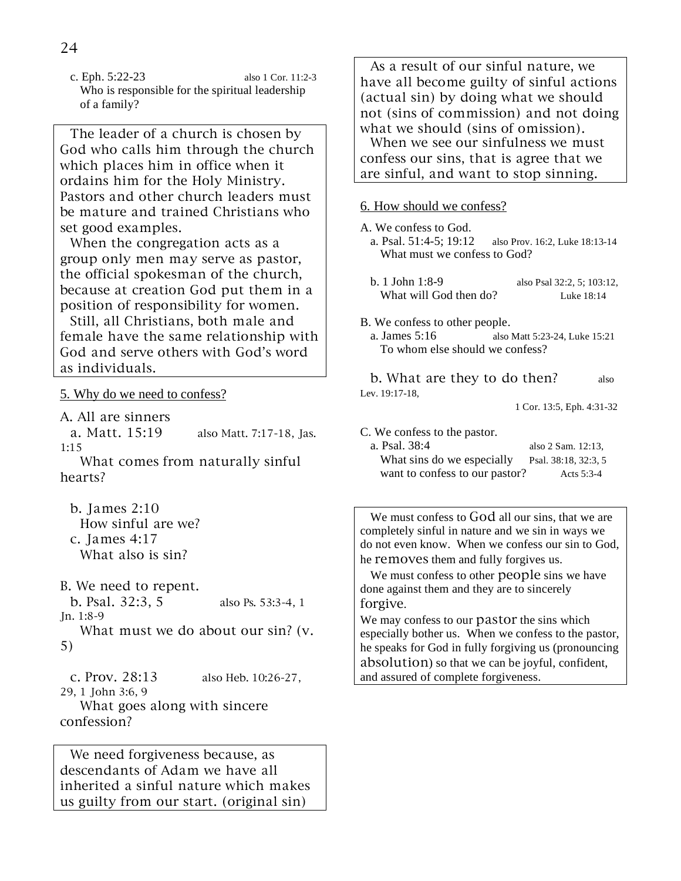c. Eph. 5:22-23 also 1 Cor. 11:2-3
Who is responsible for the spiritual leadership of a family?

> The leader of a church is chosen by God who calls him through the church which places him in office when it ordains him for the Holy Ministry. Pastors and other church leaders must be mature and trained Christians who set good examples.
> When the congregation acts as a group only men may serve as pastor, the official spokesman of the church, because at creation God put them in a position of responsibility for women.
> Still, all Christians, both male and female have the same relationship with God and serve others with God's word as individuals.

5. Why do we need to confess?

A. All are sinners

a. Matt. 15:19 also Matt. 7:17-18, Jas. 1:15
What comes from naturally sinful hearts?

b. James 2:10
How sinful are we?

c. James 4:17
What also is sin?

B. We need to repent.

b. Psal. 32:3, 5 also Ps. 53:3-4, 1 Jn. 1:8-9
What must we do about our sin? (v. 5)

c. Prov. 28:13 also Heb. 10:26-27, 29, 1 John 3:6, 9
What goes along with sincere confession?

> We need forgiveness because, as descendants of Adam we have all inherited a sinful nature which makes us guilty from our start. (original sin)

> As a result of our sinful nature, we have all become guilty of sinful actions (actual sin) by doing what we should not (sins of commission) and not doing what we should (sins of omission).
> When we see our sinfulness we must confess our sins, that is agree that we are sinful, and want to stop sinning.

6. How should we confess?

A. We confess to God.

a. Psal. 51:4-5; 19:12 also Prov. 16:2, Luke 18:13-14
What must we confess to God?

b. 1 John 1:8-9 also Psal 32:2, 5; 103:12, Luke 18:14
What will God then do?

B. We confess to other people.

a. James 5:16 also Matt 5:23-24, Luke 15:21
To whom else should we confess?

b. What are they to do then? also Lev. 19:17-18, 1 Cor. 13:5, Eph. 4:31-32

C. We confess to the pastor.

a. Psal. 38:4 also 2 Sam. 12:13, Psal. 38:18, 32:3, 5, Acts 5:3-4
What sins do we especially want to confess to our pastor?

> We must confess to God all our sins, that we are completely sinful in nature and we sin in ways we do not even know. When we confess our sin to God, he removes them and fully forgives us.
> We must confess to other people sins we have done against them and they are to sincerely forgive.
> We may confess to our pastor the sins which especially bother us. When we confess to the pastor, he speaks for God in fully forgiving us (pronouncing absolution) so that we can be joyful, confident, and assured of complete forgiveness.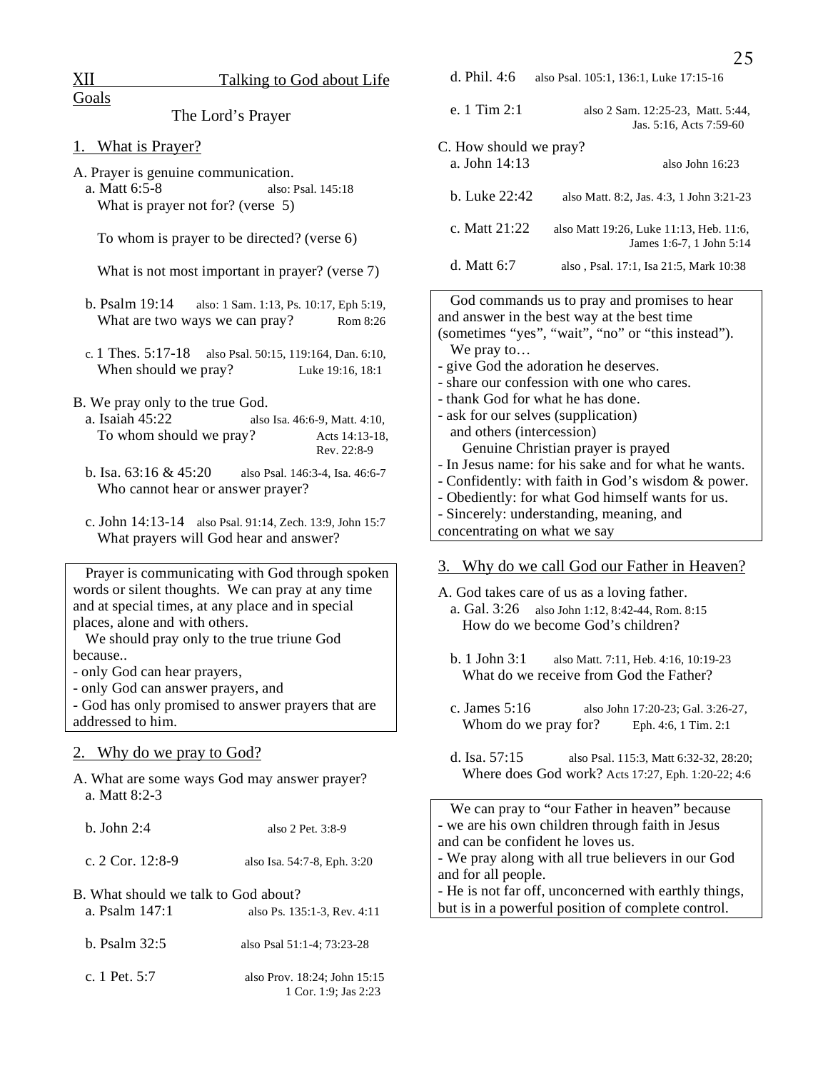# XII Talking to God about Life Goals

## The Lord's Prayer

### 1. What is Prayer?

A. Prayer is genuine communication.

a. Matt 6:5-8 — also: Psal. 145:18

What is prayer not for? (verse 5)

To whom is prayer to be directed? (verse 6)

What is not most important in prayer? (verse 7)

b. Psalm 19:14 — also: 1 Sam. 1:13, Ps. 10:17, Eph 5:19, Rom 8:26

What are two ways we can pray?

c. 1 Thes. 5:17-18 — also Psal. 50:15, 119:164, Dan. 6:10, Luke 19:16, 18:1

When should we pray?

B. We pray only to the true God.

a. Isaiah 45:22 — also Isa. 46:6-9, Matt. 4:10, Acts 14:13-18, Rev. 22:8-9

To whom should we pray?

b. Isa. 63:16 & 45:20 — also Psal. 146:3-4, Isa. 46:6-7

Who cannot hear or answer prayer?

c. John 14:13-14 — also Psal. 91:14, Zech. 13:9, John 15:7

What prayers will God hear and answer?

> Prayer is communicating with God through spoken words or silent thoughts. We can pray at any time and at special times, at any place and in special places, alone and with others.
>
> We should pray only to the true triune God because..
> - only God can hear prayers,
> - only God can answer prayers, and
> - God has only promised to answer prayers that are addressed to him.

### 2. Why do we pray to God?

A. What are some ways God may answer prayer?

a. Matt 8:2-3

b. John 2:4 — also 2 Pet. 3:8-9

c. 2 Cor. 12:8-9 — also Isa. 54:7-8, Eph. 3:20

d. Phil. 4:6 — also Psal. 105:1, 136:1, Luke 17:15-16

e. 1 Tim 2:1 — also 2 Sam. 12:25-23, Matt. 5:44, Jas. 5:16, Acts 7:59-60

B. What should we talk to God about?

a. Psalm 147:1 — also Ps. 135:1-3, Rev. 4:11

b. Psalm 32:5 — also Psal 51:1-4; 73:23-28

c. 1 Pet. 5:7 — also Prov. 18:24; John 15:15, 1 Cor. 1:9; Jas 2:23

C. How should we pray?

a. John 14:13 — also John 16:23

b. Luke 22:42 — also Matt. 8:2, Jas. 4:3, 1 John 3:21-23

c. Matt 21:22 — also Matt 19:26, Luke 11:13, Heb. 11:6, James 1:6-7, 1 John 5:14

d. Matt 6:7 — also , Psal. 17:1, Isa 21:5, Mark 10:38

> God commands us to pray and promises to hear and answer in the best way at the best time (sometimes "yes", "wait", "no" or "this instead").
>
> We pray to…
> - give God the adoration he deserves.
> - share our confession with one who cares.
> - thank God for what he has done.
> - ask for our selves (supplication) and others (intercession)
>
> Genuine Christian prayer is prayed
> - In Jesus name: for his sake and for what he wants.
> - Confidently: with faith in God's wisdom & power.
> - Obediently: for what God himself wants for us.
> - Sincerely: understanding, meaning, and concentrating on what we say

### 3. Why do we call God our Father in Heaven?

A. God takes care of us as a loving father.

a. Gal. 3:26 — also John 1:12, 8:42-44, Rom. 8:15

How do we become God's children?

b. 1 John 3:1 — also Matt. 7:11, Heb. 4:16, 10:19-23

What do we receive from God the Father?

c. James 5:16 — also John 17:20-23; Gal. 3:26-27, Eph. 4:6, 1 Tim. 2:1

Whom do we pray for?

d. Isa. 57:15 — also Psal. 115:3, Matt 6:32-32, 28:20; Acts 17:27, Eph. 1:20-22; 4:6

Where does God work?

> We can pray to "our Father in heaven" because
> - we are his own children through faith in Jesus and can be confident he loves us.
> - We pray along with all true believers in our God and for all people.
> - He is not far off, unconcerned with earthly things, but is in a powerful position of complete control.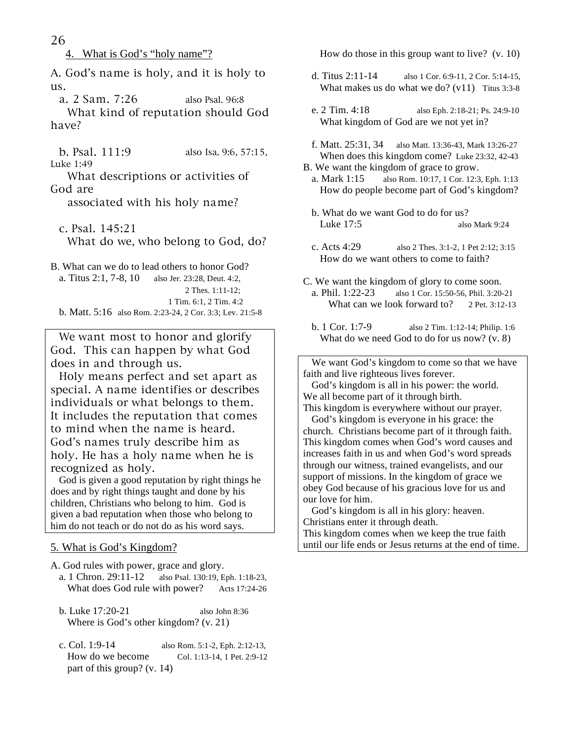## 4. What is God's "holy name"?

A. God's name is holy, and it is holy to us.

a. 2 Sam. 7:26 also Psal. 96:8
What kind of reputation should God have?

b. Psal. 111:9 also Isa. 9:6, 57:15, Luke 1:49
What descriptions or activities of God are associated with his holy name?

c. Psal. 145:21
What do we, who belong to God, do?

B. What can we do to lead others to honor God?

a. Titus 2:1, 7-8, 10 also Jer. 23:28, Deut. 4:2, 2 Thes. 1:11-12; 1 Tim. 6:1, 2 Tim. 4:2

b. Matt. 5:16 also Rom. 2:23-24, 2 Cor. 3:3; Lev. 21:5-8

> We want most to honor and glorify God. This can happen by what God does in and through us.
>
> Holy means perfect and set apart as special. A name identifies or describes individuals or what belongs to them. It includes the reputation that comes to mind when the name is heard. God's names truly describe him as holy. He has a holy name when he is recognized as holy.
>
> God is given a good reputation by right things he does and by right things taught and done by his children, Christians who belong to him. God is given a bad reputation when those who belong to him do not teach or do not do as his word says.

## 5. What is God's Kingdom?

A. God rules with power, grace and glory.

a. 1 Chron. 29:11-12 also Psal. 130:19, Eph. 1:18-23, Acts 17:24-26
What does God rule with power?

b. Luke 17:20-21 also John 8:36
Where is God's other kingdom? (v. 21)

c. Col. 1:9-14 also Rom. 5:1-2, Eph. 2:12-13, Col. 1:13-14, 1 Pet. 2:9-12
How do we become part of this group? (v. 14)
How do those in this group want to live? (v. 10)

d. Titus 2:11-14 also 1 Cor. 6:9-11, 2 Cor. 5:14-15, Titus 3:3-8
What makes us do what we do? (v11)

e. 2 Tim. 4:18 also Eph. 2:18-21; Ps. 24:9-10
What kingdom of God are we not yet in?

f. Matt. 25:31, 34 also Matt. 13:36-43, Mark 13:26-27, Luke 23:32, 42-43
When does this kingdom come?

B. We want the kingdom of grace to grow.

a. Mark 1:15 also Rom. 10:17, 1 Cor. 12:3, Eph. 1:13
How do people become part of God's kingdom?

b. What do we want God to do for us?
Luke 17:5 also Mark 9:24

c. Acts 4:29 also 2 Thes. 3:1-2, 1 Pet 2:12; 3:15
How do we want others to come to faith?

C. We want the kingdom of glory to come soon.

a. Phil. 1:22-23 also 1 Cor. 15:50-56, Phil. 3:20-21, 2 Pet. 3:12-13
What can we look forward to?

b. 1 Cor. 1:7-9 also 2 Tim. 1:12-14; Philip. 1:6
What do we need God to do for us now? (v. 8)

> We want God's kingdom to come so that we have faith and live righteous lives forever.
>
> God's kingdom is all in his power: the world. We all become part of it through birth. This kingdom is everywhere without our prayer.
>
> God's kingdom is everyone in his grace: the church. Christians become part of it through faith. This kingdom comes when God's word causes and increases faith in us and when God's word spreads through our witness, trained evangelists, and our support of missions. In the kingdom of grace we obey God because of his gracious love for us and our love for him.
>
> God's kingdom is all in his glory: heaven. Christians enter it through death. This kingdom comes when we keep the true faith until our life ends or Jesus returns at the end of time.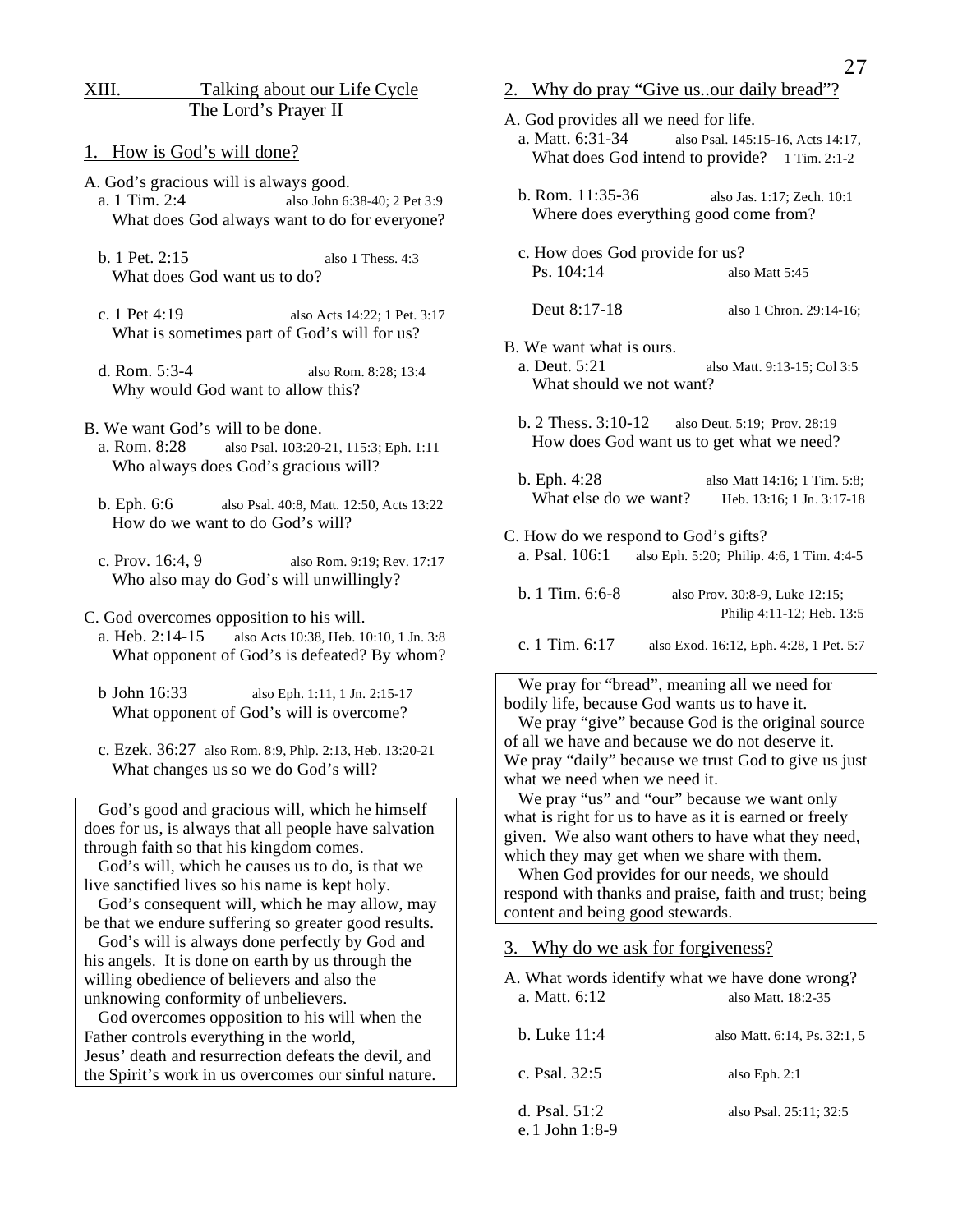## XIII. Talking about our Life Cycle
### The Lord's Prayer II

### 1. How is God's will done?

A. God's gracious will is always good.

a. 1 Tim. 2:4 — also John 6:38-40; 2 Pet 3:9
What does God always want to do for everyone?

b. 1 Pet. 2:15 — also 1 Thess. 4:3
What does God want us to do?

c. 1 Pet 4:19 — also Acts 14:22; 1 Pet. 3:17
What is sometimes part of God's will for us?

d. Rom. 5:3-4 — also Rom. 8:28; 13:4
Why would God want to allow this?

B. We want God's will to be done.

a. Rom. 8:28 — also Psal. 103:20-21, 115:3; Eph. 1:11
Who always does God's gracious will?

b. Eph. 6:6 — also Psal. 40:8, Matt. 12:50, Acts 13:22
How do we want to do God's will?

c. Prov. 16:4, 9 — also Rom. 9:19; Rev. 17:17
Who also may do God's will unwillingly?

C. God overcomes opposition to his will.

a. Heb. 2:14-15 — also Acts 10:38, Heb. 10:10, 1 Jn. 3:8
What opponent of God's is defeated? By whom?

b John 16:33 — also Eph. 1:11, 1 Jn. 2:15-17
What opponent of God's will is overcome?

c. Ezek. 36:27 — also Rom. 8:9, Phlp. 2:13, Heb. 13:20-21
What changes us so we do God's will?

> God's good and gracious will, which he himself does for us, is always that all people have salvation through faith so that his kingdom comes.
> God's will, which he causes us to do, is that we live sanctified lives so his name is kept holy.
> God's consequent will, which he may allow, may be that we endure suffering so greater good results.
> God's will is always done perfectly by God and his angels. It is done on earth by us through the willing obedience of believers and also the unknowing conformity of unbelievers.
> God overcomes opposition to his will when the Father controls everything in the world, Jesus' death and resurrection defeats the devil, and the Spirit's work in us overcomes our sinful nature.

### 2. Why do pray "Give us..our daily bread"?

A. God provides all we need for life.

a. Matt. 6:31-34 — also Psal. 145:15-16, Acts 14:17, 1 Tim. 2:1-2
What does God intend to provide?

b. Rom. 11:35-36 — also Jas. 1:17; Zech. 10:1
Where does everything good come from?

c. How does God provide for us?
Ps. 104:14 — also Matt 5:45

Deut 8:17-18 — also 1 Chron. 29:14-16;

B. We want what is ours.

a. Deut. 5:21 — also Matt. 9:13-15; Col 3:5
What should we not want?

b. 2 Thess. 3:10-12 — also Deut. 5:19; Prov. 28:19
How does God want us to get what we need?

b. Eph. 4:28 — also Matt 14:16; 1 Tim. 5:8; Heb. 13:16; 1 Jn. 3:17-18
What else do we want?

C. How do we respond to God's gifts?

a. Psal. 106:1 — also Eph. 5:20; Philip. 4:6, 1 Tim. 4:4-5

b. 1 Tim. 6:6-8 — also Prov. 30:8-9, Luke 12:15; Philip 4:11-12; Heb. 13:5

c. 1 Tim. 6:17 — also Exod. 16:12, Eph. 4:28, 1 Pet. 5:7

> We pray for "bread", meaning all we need for bodily life, because God wants us to have it.
> We pray "give" because God is the original source of all we have and because we do not deserve it. We pray "daily" because we trust God to give us just what we need when we need it.
> We pray "us" and "our" because we want only what is right for us to have as it is earned or freely given. We also want others to have what they need, which they may get when we share with them.
> When God provides for our needs, we should respond with thanks and praise, faith and trust; being content and being good stewards.

### 3. Why do we ask for forgiveness?

A. What words identify what we have done wrong?

a. Matt. 6:12 — also Matt. 18:2-35

b. Luke 11:4 — also Matt. 6:14, Ps. 32:1, 5

c. Psal. 32:5 — also Eph. 2:1

d. Psal. 51:2 — also Psal. 25:11; 32:5

e. 1 John 1:8-9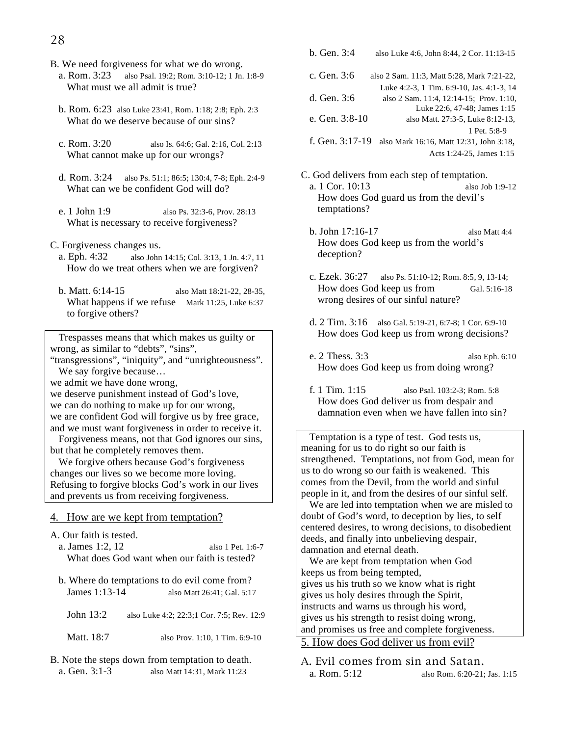B. We need forgiveness for what we do wrong.

a. Rom. 3:23 also Psal. 19:2; Rom. 3:10-12; 1 Jn. 1:8-9
What must we all admit is true?

b. Rom. 6:23 also Luke 23:41, Rom. 1:18; 2:8; Eph. 2:3
What do we deserve because of our sins?

c. Rom. 3:20 also Is. 64:6; Gal. 2:16, Col. 2:13
What cannot make up for our wrongs?

d. Rom. 3:24 also Ps. 51:1; 86:5; 130:4, 7-8; Eph. 2:4-9
What can we be confident God will do?

e. 1 John 1:9 also Ps. 32:3-6, Prov. 28:13
What is necessary to receive forgiveness?

C. Forgiveness changes us.

a. Eph. 4:32 also John 14:15; Col. 3:13, 1 Jn. 4:7, 11
How do we treat others when we are forgiven?

b. Matt. 6:14-15 also Matt 18:21-22, 28-35, Mark 11:25, Luke 6:37
What happens if we refuse to forgive others?

> Trespasses means that which makes us guilty or wrong, as similar to "debts", "sins", "transgressions", "iniquity", and "unrighteousness".
> We say forgive because…
> we admit we have done wrong,
> we deserve punishment instead of God's love,
> we can do nothing to make up for our wrong,
> we are confident God will forgive us by free grace,
> and we must want forgiveness in order to receive it.
> Forgiveness means, not that God ignores our sins, but that he completely removes them.
> We forgive others because God's forgiveness changes our lives so we become more loving. Refusing to forgive blocks God's work in our lives and prevents us from receiving forgiveness.

## 4. How are we kept from temptation?

A. Our faith is tested.

a. James 1:2, 12 also 1 Pet. 1:6-7
What does God want when our faith is tested?

b. Where do temptations to do evil come from?
James 1:13-14 also Matt 26:41; Gal. 5:17

John 13:2 also Luke 4:2; 22:3;1 Cor. 7:5; Rev. 12:9

Matt. 18:7 also Prov. 1:10, 1 Tim. 6:9-10

B. Note the steps down from temptation to death.

a. Gen. 3:1-3 also Matt 14:31, Mark 11:23

b. Gen. 3:4 also Luke 4:6, John 8:44, 2 Cor. 11:13-15

c. Gen. 3:6 also 2 Sam. 11:3, Matt 5:28, Mark 7:21-22, Luke 4:2-3, 1 Tim. 6:9-10, Jas. 4:1-3, 14

d. Gen. 3:6 also 2 Sam. 11:4, 12:14-15; Prov. 1:10, Luke 22:6, 47-48; James 1:15

e. Gen. 3:8-10 also Matt. 27:3-5, Luke 8:12-13, 1 Pet. 5:8-9

f. Gen. 3:17-19 also Mark 16:16, Matt 12:31, John 3:18, Acts 1:24-25, James 1:15

C. God delivers from each step of temptation.

a. 1 Cor. 10:13 also Job 1:9-12
How does God guard us from the devil's temptations?

b. John 17:16-17 also Matt 4:4
How does God keep us from the world's deception?

c. Ezek. 36:27 also Ps. 51:10-12; Rom. 8:5, 9, 13-14; Gal. 5:16-18
How does God keep us from wrong desires of our sinful nature?

d. 2 Tim. 3:16 also Gal. 5:19-21, 6:7-8; 1 Cor. 6:9-10
How does God keep us from wrong decisions?

e. 2 Thess. 3:3 also Eph. 6:10
How does God keep us from doing wrong?

f. 1 Tim. 1:15 also Psal. 103:2-3; Rom. 5:8
How does God deliver us from despair and damnation even when we have fallen into sin?

> Temptation is a type of test. God tests us, meaning for us to do right so our faith is strengthened. Temptations, not from God, mean for us to do wrong so our faith is weakened. This comes from the Devil, from the world and sinful people in it, and from the desires of our sinful self.
> We are led into temptation when we are misled to doubt of God's word, to deception by lies, to self centered desires, to wrong decisions, to disobedient deeds, and finally into unbelieving despair, damnation and eternal death.
> We are kept from temptation when God keeps us from being tempted,
> gives us his truth so we know what is right
> gives us holy desires through the Spirit,
> instructs and warns us through his word,
> gives us his strength to resist doing wrong,
> and promises us free and complete forgiveness.

## 5. How does God deliver us from evil?

A. Evil comes from sin and Satan.

a. Rom. 5:12 also Rom. 6:20-21; Jas. 1:15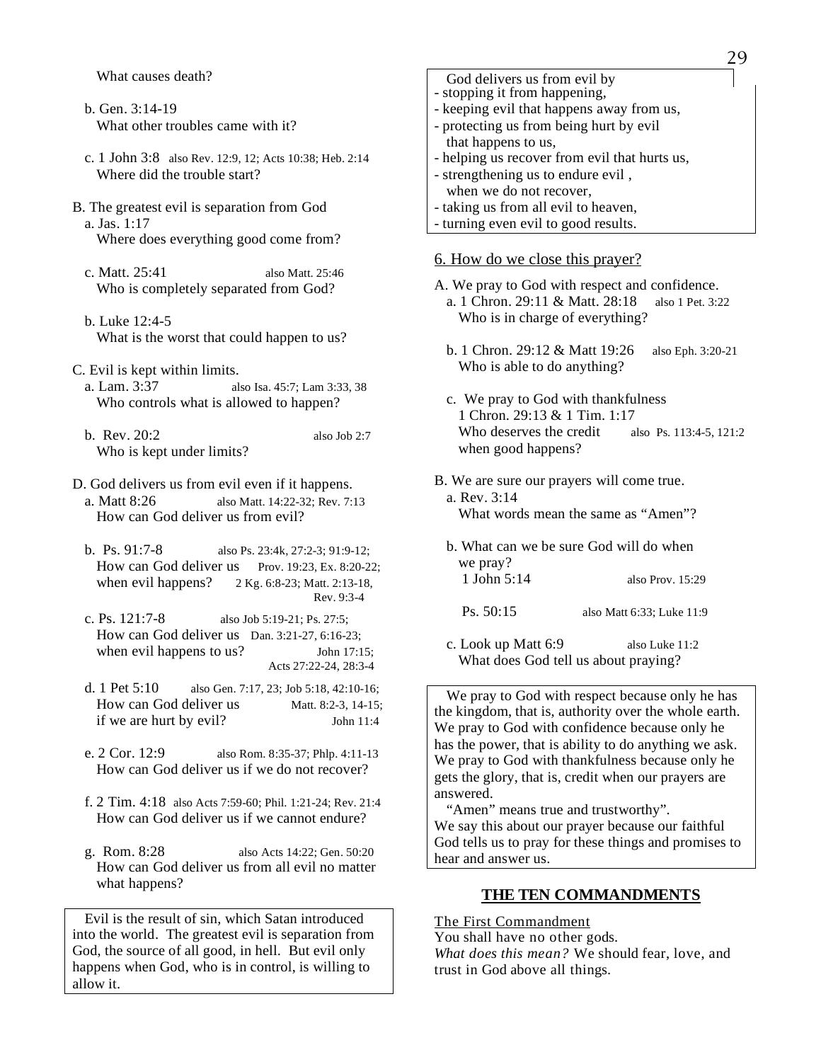What causes death?

b. Gen. 3:14-19
What other troubles came with it?

c. 1 John 3:8 also Rev. 12:9, 12; Acts 10:38; Heb. 2:14
Where did the trouble start?

B. The greatest evil is separation from God

a. Jas. 1:17
Where does everything good come from?

c. Matt. 25:41 also Matt. 25:46
Who is completely separated from God?

b. Luke 12:4-5
What is the worst that could happen to us?

C. Evil is kept within limits.

a. Lam. 3:37 also Isa. 45:7; Lam 3:33, 38
Who controls what is allowed to happen?

b. Rev. 20:2 also Job 2:7
Who is kept under limits?

D. God delivers us from evil even if it happens.

a. Matt 8:26 also Matt. 14:22-32; Rev. 7:13
How can God deliver us from evil?

b. Ps. 91:7-8 also Ps. 23:4k, 27:2-3; 91:9-12; Prov. 19:23, Ex. 8:20-22; 2 Kg. 6:8-23; Matt. 2:13-18, Rev. 9:3-4
How can God deliver us when evil happens?

c. Ps. 121:7-8 also Job 5:19-21; Ps. 27:5; Dan. 3:21-27, 6:16-23; John 17:15; Acts 27:22-24, 28:3-4
How can God deliver us when evil happens to us?

d. 1 Pet 5:10 also Gen. 7:17, 23; Job 5:18, 42:10-16; Matt. 8:2-3, 14-15; John 11:4
How can God deliver us if we are hurt by evil?

e. 2 Cor. 12:9 also Rom. 8:35-37; Phlp. 4:11-13
How can God deliver us if we do not recover?

f. 2 Tim. 4:18 also Acts 7:59-60; Phil. 1:21-24; Rev. 21:4
How can God deliver us if we cannot endure?

g. Rom. 8:28 also Acts 14:22; Gen. 50:20
How can God deliver us from all evil no matter what happens?

> Evil is the result of sin, which Satan introduced into the world. The greatest evil is separation from God, the source of all good, in hell. But evil only happens when God, who is in control, is willing to allow it.

> God delivers us from evil by
> - stopping it from happening,
> - keeping evil that happens away from us,
> - protecting us from being hurt by evil that happens to us,
> - helping us recover from evil that hurts us,
> - strengthening us to endure evil , when we do not recover,
> - taking us from all evil to heaven,
> - turning even evil to good results.

6. How do we close this prayer?

A. We pray to God with respect and confidence.

a. 1 Chron. 29:11 & Matt. 28:18 also 1 Pet. 3:22
Who is in charge of everything?

b. 1 Chron. 29:12 & Matt 19:26 also Eph. 3:20-21
Who is able to do anything?

c. We pray to God with thankfulness
1 Chron. 29:13 & 1 Tim. 1:17
Who deserves the credit when good happens? also Ps. 113:4-5, 121:2

B. We are sure our prayers will come true.

a. Rev. 3:14
What words mean the same as "Amen"?

b. What can we be sure God will do when we pray?
1 John 5:14 also Prov. 15:29
Ps. 50:15 also Matt 6:33; Luke 11:9

c. Look up Matt 6:9 also Luke 11:2
What does God tell us about praying?

> We pray to God with respect because only he has the kingdom, that is, authority over the whole earth. We pray to God with confidence because only he has the power, that is ability to do anything we ask. We pray to God with thankfulness because only he gets the glory, that is, credit when our prayers are answered.
> "Amen" means true and trustworthy".
> We say this about our prayer because our faithful God tells us to pray for these things and promises to hear and answer us.

## THE TEN COMMANDMENTS

The First Commandment
You shall have no other gods.
*What does this mean?* We should fear, love, and trust in God above all things.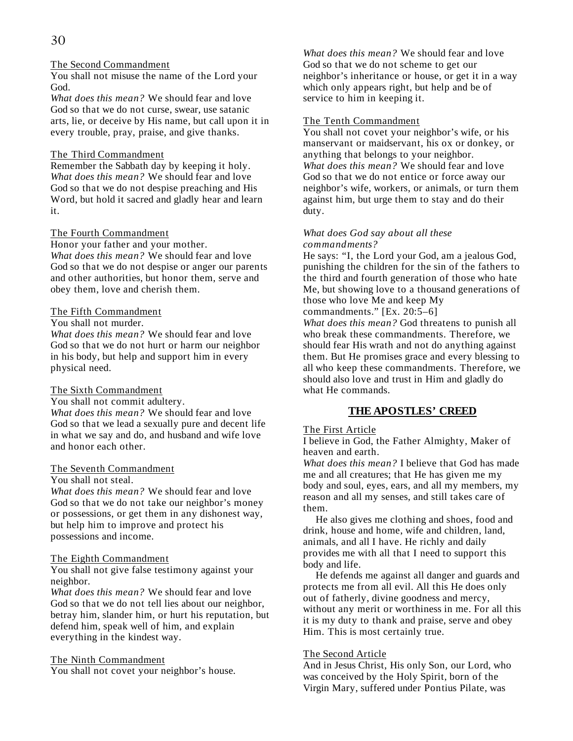The Second Commandment

You shall not misuse the name of the Lord your God.

*What does this mean?* We should fear and love God so that we do not curse, swear, use satanic arts, lie, or deceive by His name, but call upon it in every trouble, pray, praise, and give thanks.

The Third Commandment

Remember the Sabbath day by keeping it holy.

*What does this mean?* We should fear and love God so that we do not despise preaching and His Word, but hold it sacred and gladly hear and learn it.

The Fourth Commandment

Honor your father and your mother.

*What does this mean?* We should fear and love God so that we do not despise or anger our parents and other authorities, but honor them, serve and obey them, love and cherish them.

The Fifth Commandment

You shall not murder.

*What does this mean?* We should fear and love God so that we do not hurt or harm our neighbor in his body, but help and support him in every physical need.

The Sixth Commandment

You shall not commit adultery.

*What does this mean?* We should fear and love God so that we lead a sexually pure and decent life in what we say and do, and husband and wife love and honor each other.

The Seventh Commandment

You shall not steal.

*What does this mean?* We should fear and love God so that we do not take our neighbor's money or possessions, or get them in any dishonest way, but help him to improve and protect his possessions and income.

The Eighth Commandment

You shall not give false testimony against your neighbor.

*What does this mean?* We should fear and love God so that we do not tell lies about our neighbor, betray him, slander him, or hurt his reputation, but defend him, speak well of him, and explain everything in the kindest way.

The Ninth Commandment

You shall not covet your neighbor's house.

*What does this mean?* We should fear and love God so that we do not scheme to get our neighbor's inheritance or house, or get it in a way which only appears right, but help and be of service to him in keeping it.

The Tenth Commandment

You shall not covet your neighbor's wife, or his manservant or maidservant, his ox or donkey, or anything that belongs to your neighbor.

*What does this mean?* We should fear and love God so that we do not entice or force away our neighbor's wife, workers, or animals, or turn them against him, but urge them to stay and do their duty.

*What does God say about all these commandments?*

He says: "I, the Lord your God, am a jealous God, punishing the children for the sin of the fathers to the third and fourth generation of those who hate Me, but showing love to a thousand generations of those who love Me and keep My commandments." [Ex. 20:5–6]

*What does this mean?* God threatens to punish all who break these commandments. Therefore, we should fear His wrath and not do anything against them. But He promises grace and every blessing to all who keep these commandments. Therefore, we should also love and trust in Him and gladly do what He commands.

## THE APOSTLES' CREED

The First Article

I believe in God, the Father Almighty, Maker of heaven and earth.

*What does this mean?* I believe that God has made me and all creatures; that He has given me my body and soul, eyes, ears, and all my members, my reason and all my senses, and still takes care of them.

He also gives me clothing and shoes, food and drink, house and home, wife and children, land, animals, and all I have. He richly and daily provides me with all that I need to support this body and life.

He defends me against all danger and guards and protects me from all evil. All this He does only out of fatherly, divine goodness and mercy, without any merit or worthiness in me. For all this it is my duty to thank and praise, serve and obey Him. This is most certainly true.

The Second Article

And in Jesus Christ, His only Son, our Lord, who was conceived by the Holy Spirit, born of the Virgin Mary, suffered under Pontius Pilate, was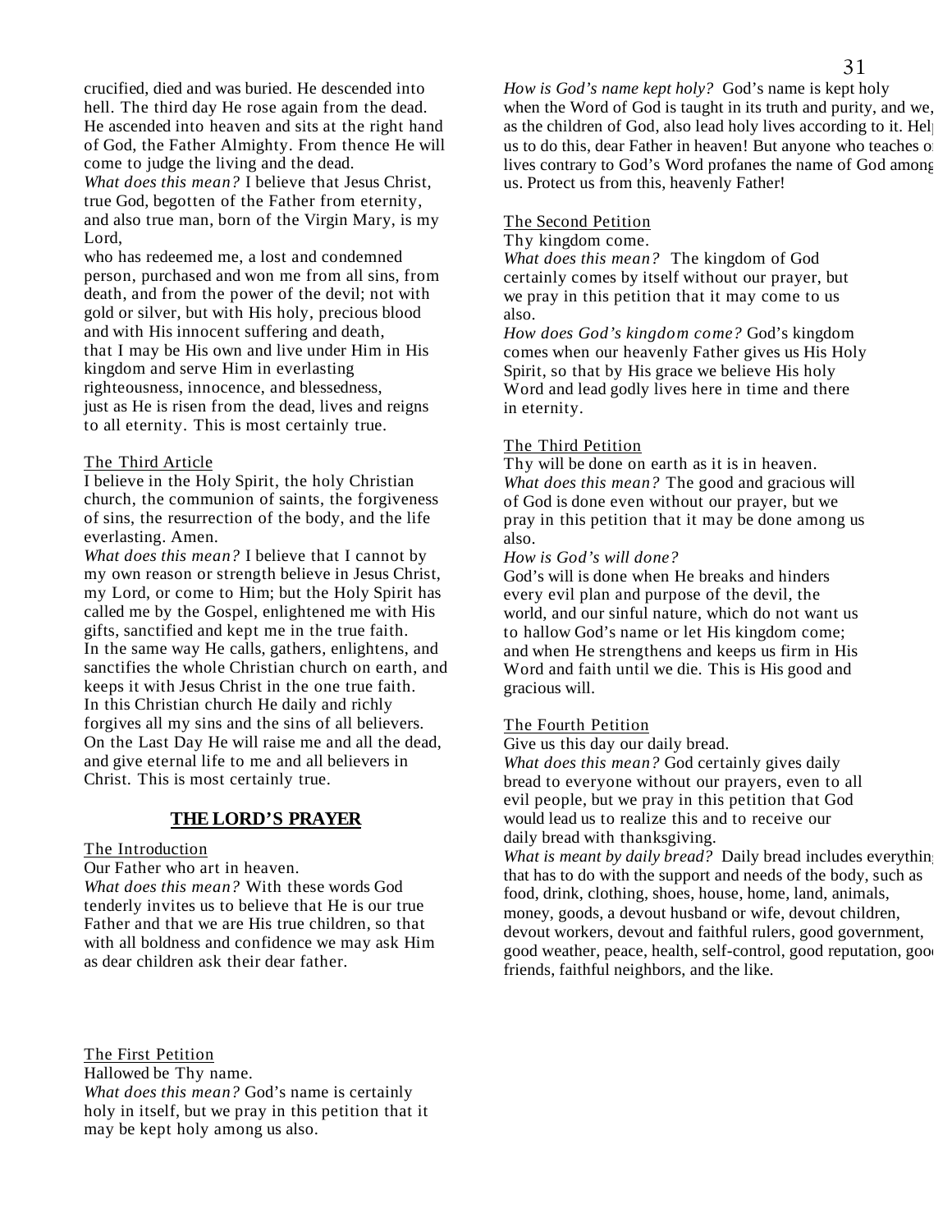crucified, died and was buried. He descended into hell. The third day He rose again from the dead. He ascended into heaven and sits at the right hand of God, the Father Almighty. From thence He will come to judge the living and the dead.

*What does this mean?* I believe that Jesus Christ, true God, begotten of the Father from eternity, and also true man, born of the Virgin Mary, is my Lord,

who has redeemed me, a lost and condemned person, purchased and won me from all sins, from death, and from the power of the devil; not with gold or silver, but with His holy, precious blood and with His innocent suffering and death,

that I may be His own and live under Him in His kingdom and serve Him in everlasting righteousness, innocence, and blessedness,

just as He is risen from the dead, lives and reigns to all eternity. This is most certainly true.

The Third Article

I believe in the Holy Spirit, the holy Christian church, the communion of saints, the forgiveness of sins, the resurrection of the body, and the life everlasting. Amen.

*What does this mean?* I believe that I cannot by my own reason or strength believe in Jesus Christ, my Lord, or come to Him; but the Holy Spirit has called me by the Gospel, enlightened me with His gifts, sanctified and kept me in the true faith.

In the same way He calls, gathers, enlightens, and sanctifies the whole Christian church on earth, and keeps it with Jesus Christ in the one true faith.

In this Christian church He daily and richly forgives all my sins and the sins of all believers.

On the Last Day He will raise me and all the dead, and give eternal life to me and all believers in Christ. This is most certainly true.

## THE LORD'S PRAYER

The Introduction

Our Father who art in heaven.

*What does this mean?* With these words God tenderly invites us to believe that He is our true Father and that we are His true children, so that with all boldness and confidence we may ask Him as dear children ask their dear father.

The First Petition

Hallowed be Thy name.

*What does this mean?* God's name is certainly holy in itself, but we pray in this petition that it may be kept holy among us also.

*How is God's name kept holy?* God's name is kept holy when the Word of God is taught in its truth and purity, and we, as the children of God, also lead holy lives according to it. Help us to do this, dear Father in heaven! But anyone who teaches or lives contrary to God's Word profanes the name of God among us. Protect us from this, heavenly Father!

The Second Petition

Thy kingdom come.

*What does this mean?* The kingdom of God certainly comes by itself without our prayer, but we pray in this petition that it may come to us also.

*How does God's kingdom come?* God's kingdom comes when our heavenly Father gives us His Holy Spirit, so that by His grace we believe His holy Word and lead godly lives here in time and there in eternity.

The Third Petition

Thy will be done on earth as it is in heaven.

*What does this mean?* The good and gracious will of God is done even without our prayer, but we pray in this petition that it may be done among us also.

*How is God's will done?*

God's will is done when He breaks and hinders every evil plan and purpose of the devil, the world, and our sinful nature, which do not want us to hallow God's name or let His kingdom come; and when He strengthens and keeps us firm in His Word and faith until we die. This is His good and gracious will.

The Fourth Petition

Give us this day our daily bread.

*What does this mean?* God certainly gives daily bread to everyone without our prayers, even to all evil people, but we pray in this petition that God would lead us to realize this and to receive our daily bread with thanksgiving.

*What is meant by daily bread?* Daily bread includes everything that has to do with the support and needs of the body, such as food, drink, clothing, shoes, house, home, land, animals, money, goods, a devout husband or wife, devout children, devout workers, devout and faithful rulers, good government, good weather, peace, health, self-control, good reputation, good friends, faithful neighbors, and the like.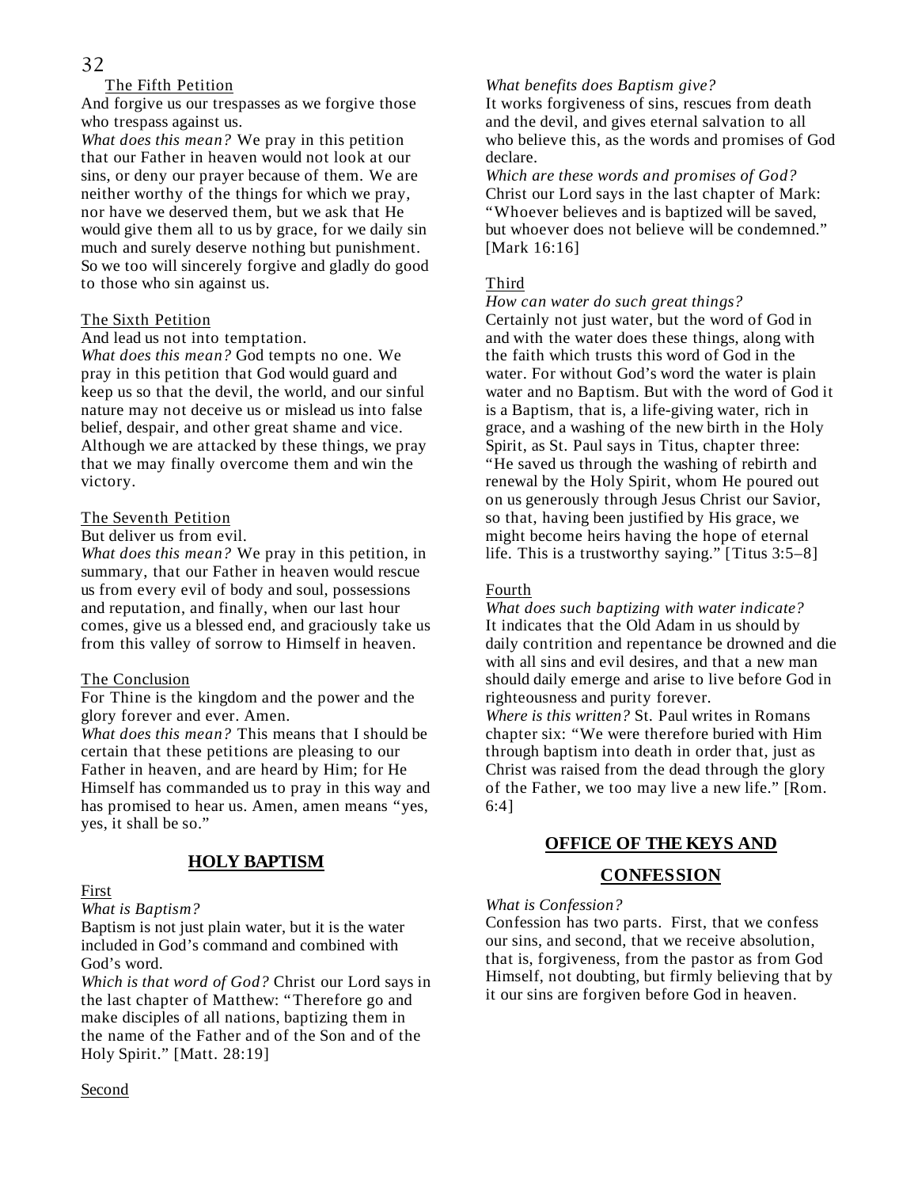The Fifth Petition

And forgive us our trespasses as we forgive those who trespass against us.

*What does this mean?* We pray in this petition that our Father in heaven would not look at our sins, or deny our prayer because of them. We are neither worthy of the things for which we pray, nor have we deserved them, but we ask that He would give them all to us by grace, for we daily sin much and surely deserve nothing but punishment. So we too will sincerely forgive and gladly do good to those who sin against us.

The Sixth Petition

And lead us not into temptation.

*What does this mean?* God tempts no one. We pray in this petition that God would guard and keep us so that the devil, the world, and our sinful nature may not deceive us or mislead us into false belief, despair, and other great shame and vice. Although we are attacked by these things, we pray that we may finally overcome them and win the victory.

The Seventh Petition

But deliver us from evil.

*What does this mean?* We pray in this petition, in summary, that our Father in heaven would rescue us from every evil of body and soul, possessions and reputation, and finally, when our last hour comes, give us a blessed end, and graciously take us from this valley of sorrow to Himself in heaven.

The Conclusion

For Thine is the kingdom and the power and the glory forever and ever. Amen.

*What does this mean?* This means that I should be certain that these petitions are pleasing to our Father in heaven, and are heard by Him; for He Himself has commanded us to pray in this way and has promised to hear us. Amen, amen means "yes, yes, it shall be so."

## HOLY BAPTISM

First

*What is Baptism?*

Baptism is not just plain water, but it is the water included in God's command and combined with God's word.

*Which is that word of God?* Christ our Lord says in the last chapter of Matthew: "Therefore go and make disciples of all nations, baptizing them in the name of the Father and of the Son and of the Holy Spirit." [Matt. 28:19]

Second

*What benefits does Baptism give?*

It works forgiveness of sins, rescues from death and the devil, and gives eternal salvation to all who believe this, as the words and promises of God declare.

*Which are these words and promises of God?*

Christ our Lord says in the last chapter of Mark: "Whoever believes and is baptized will be saved, but whoever does not believe will be condemned." [Mark 16:16]

Third

*How can water do such great things?*

Certainly not just water, but the word of God in and with the water does these things, along with the faith which trusts this word of God in the water. For without God's word the water is plain water and no Baptism. But with the word of God it is a Baptism, that is, a life-giving water, rich in grace, and a washing of the new birth in the Holy Spirit, as St. Paul says in Titus, chapter three: "He saved us through the washing of rebirth and renewal by the Holy Spirit, whom He poured out on us generously through Jesus Christ our Savior, so that, having been justified by His grace, we might become heirs having the hope of eternal life. This is a trustworthy saying." [Titus 3:5–8]

Fourth

*What does such baptizing with water indicate?*

It indicates that the Old Adam in us should by daily contrition and repentance be drowned and die with all sins and evil desires, and that a new man should daily emerge and arise to live before God in righteousness and purity forever.

*Where is this written?* St. Paul writes in Romans chapter six: "We were therefore buried with Him through baptism into death in order that, just as Christ was raised from the dead through the glory of the Father, we too may live a new life." [Rom. 6:4]

## OFFICE OF THE KEYS AND CONFESSION

*What is Confession?*

Confession has two parts. First, that we confess our sins, and second, that we receive absolution, that is, forgiveness, from the pastor as from God Himself, not doubting, but firmly believing that by it our sins are forgiven before God in heaven.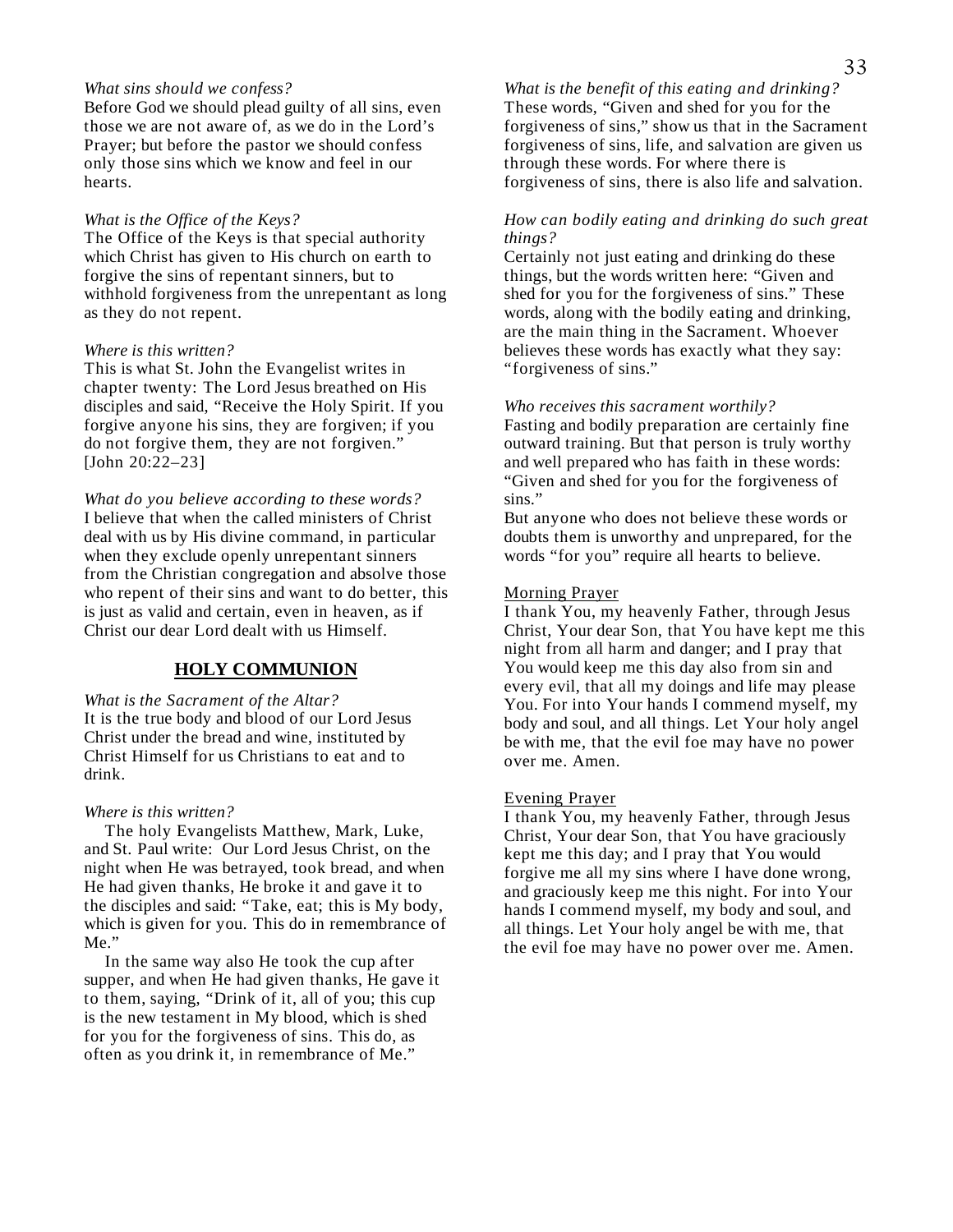*What sins should we confess?*

Before God we should plead guilty of all sins, even those we are not aware of, as we do in the Lord's Prayer; but before the pastor we should confess only those sins which we know and feel in our hearts.

*What is the Office of the Keys?*

The Office of the Keys is that special authority which Christ has given to His church on earth to forgive the sins of repentant sinners, but to withhold forgiveness from the unrepentant as long as they do not repent.

*Where is this written?*

This is what St. John the Evangelist writes in chapter twenty: The Lord Jesus breathed on His disciples and said, "Receive the Holy Spirit. If you forgive anyone his sins, they are forgiven; if you do not forgive them, they are not forgiven." [John 20:22–23]

*What do you believe according to these words?*

I believe that when the called ministers of Christ deal with us by His divine command, in particular when they exclude openly unrepentant sinners from the Christian congregation and absolve those who repent of their sins and want to do better, this is just as valid and certain, even in heaven, as if Christ our dear Lord dealt with us Himself.

## HOLY COMMUNION

*What is the Sacrament of the Altar?*

It is the true body and blood of our Lord Jesus Christ under the bread and wine, instituted by Christ Himself for us Christians to eat and to drink.

*Where is this written?*

The holy Evangelists Matthew, Mark, Luke, and St. Paul write: Our Lord Jesus Christ, on the night when He was betrayed, took bread, and when He had given thanks, He broke it and gave it to the disciples and said: "Take, eat; this is My body, which is given for you. This do in remembrance of Me."

In the same way also He took the cup after supper, and when He had given thanks, He gave it to them, saying, "Drink of it, all of you; this cup is the new testament in My blood, which is shed for you for the forgiveness of sins. This do, as often as you drink it, in remembrance of Me."

*What is the benefit of this eating and drinking?*

These words, "Given and shed for you for the forgiveness of sins," show us that in the Sacrament forgiveness of sins, life, and salvation are given us through these words. For where there is forgiveness of sins, there is also life and salvation.

*How can bodily eating and drinking do such great things?*

Certainly not just eating and drinking do these things, but the words written here: "Given and shed for you for the forgiveness of sins." These words, along with the bodily eating and drinking, are the main thing in the Sacrament. Whoever believes these words has exactly what they say: "forgiveness of sins."

*Who receives this sacrament worthily?*

Fasting and bodily preparation are certainly fine outward training. But that person is truly worthy and well prepared who has faith in these words: "Given and shed for you for the forgiveness of sins."

But anyone who does not believe these words or doubts them is unworthy and unprepared, for the words "for you" require all hearts to believe.

<u>Morning Prayer</u>

I thank You, my heavenly Father, through Jesus Christ, Your dear Son, that You have kept me this night from all harm and danger; and I pray that You would keep me this day also from sin and every evil, that all my doings and life may please You. For into Your hands I commend myself, my body and soul, and all things. Let Your holy angel be with me, that the evil foe may have no power over me. Amen.

<u>Evening Prayer</u>

I thank You, my heavenly Father, through Jesus Christ, Your dear Son, that You have graciously kept me this day; and I pray that You would forgive me all my sins where I have done wrong, and graciously keep me this night. For into Your hands I commend myself, my body and soul, and all things. Let Your holy angel be with me, that the evil foe may have no power over me. Amen.